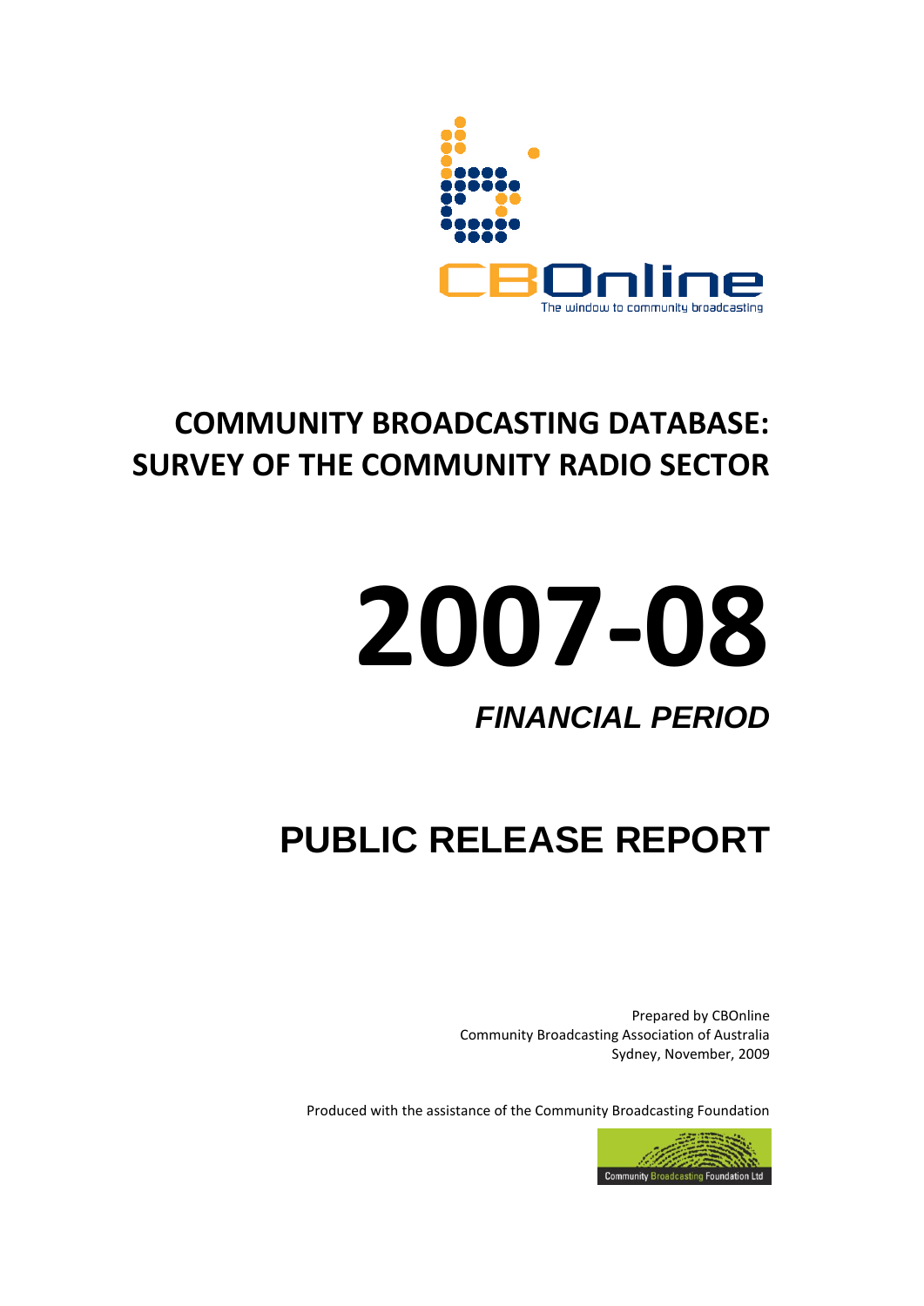CBOnline

The window to community broadcasting

# COMMUNITY BROADCASTING DATABASE: SURVEY OF THE COMMUNITY RADIO SECTOR

# 2007-08

## *FINANCIAL PERIOD*

# PUBLIC RELEASE REPORT

Prepared by CBOnline
Community Broadcasting Association of Australia
Sydney, November, 2009

Produced with the assistance of the Community Broadcasting Foundation

Community Broadcasting Foundation Ltd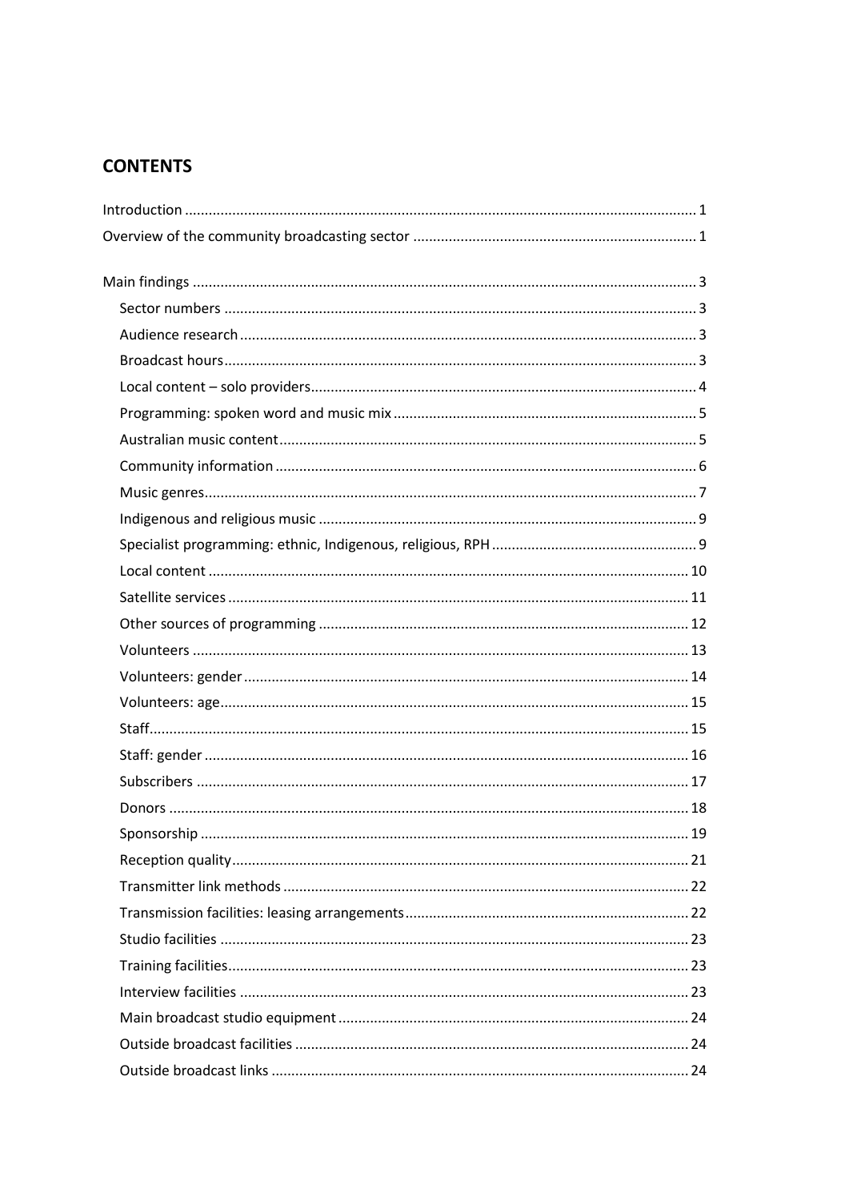## CONTENTS

Introduction ........................................................................................................................ 1

Overview of the community broadcasting sector ................................................................ 1

Main findings ........................................................................................................................ 3

- Sector numbers ................................................................................................................ 3
- Audience research ............................................................................................................ 3
- Broadcast hours ................................................................................................................ 3
- Local content – solo providers .......................................................................................... 4
- Programming: spoken word and music mix ...................................................................... 5
- Australian music content ................................................................................................... 5
- Community information .................................................................................................... 6
- Music genres ..................................................................................................................... 7
- Indigenous and religious music ......................................................................................... 9
- Specialist programming: ethnic, Indigenous, religious, RPH .............................................. 9
- Local content ................................................................................................................... 10
- Satellite services .............................................................................................................. 11
- Other sources of programming ........................................................................................ 12
- Volunteers ....................................................................................................................... 13
- Volunteers: gender .......................................................................................................... 14
- Volunteers: age ............................................................................................................... 15
- Staff ................................................................................................................................. 15
- Staff: gender .................................................................................................................... 16
- Subscribers ...................................................................................................................... 17
- Donors ............................................................................................................................. 18
- Sponsorship ..................................................................................................................... 19
- Reception quality ............................................................................................................. 21
- Transmitter link methods ................................................................................................. 22
- Transmission facilities: leasing arrangements .................................................................. 22
- Studio facilities ................................................................................................................ 23
- Training facilities .............................................................................................................. 23
- Interview facilities ........................................................................................................... 23
- Main broadcast studio equipment ................................................................................... 24
- Outside broadcast facilities .............................................................................................. 24
- Outside broadcast links .................................................................................................... 24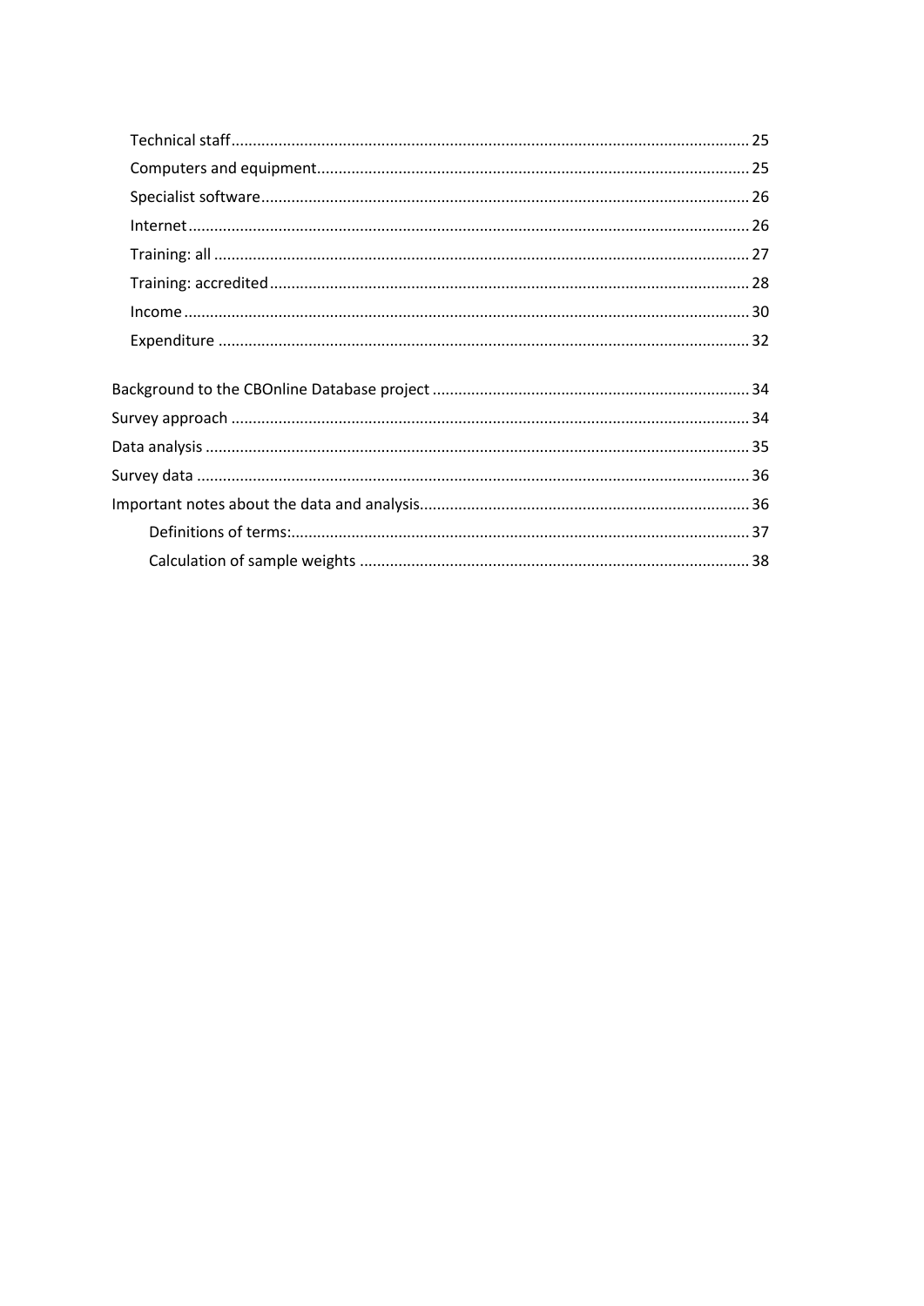Technical staff ........ 25
Computers and equipment ........ 25
Specialist software ........ 26
Internet ........ 26
Training: all ........ 27
Training: accredited ........ 28
Income ........ 30
Expenditure ........ 32

Background to the CBOnline Database project ........ 34
Survey approach ........ 34
Data analysis ........ 35
Survey data ........ 36
Important notes about the data and analysis ........ 36
Definitions of terms: ........ 37
Calculation of sample weights ........ 38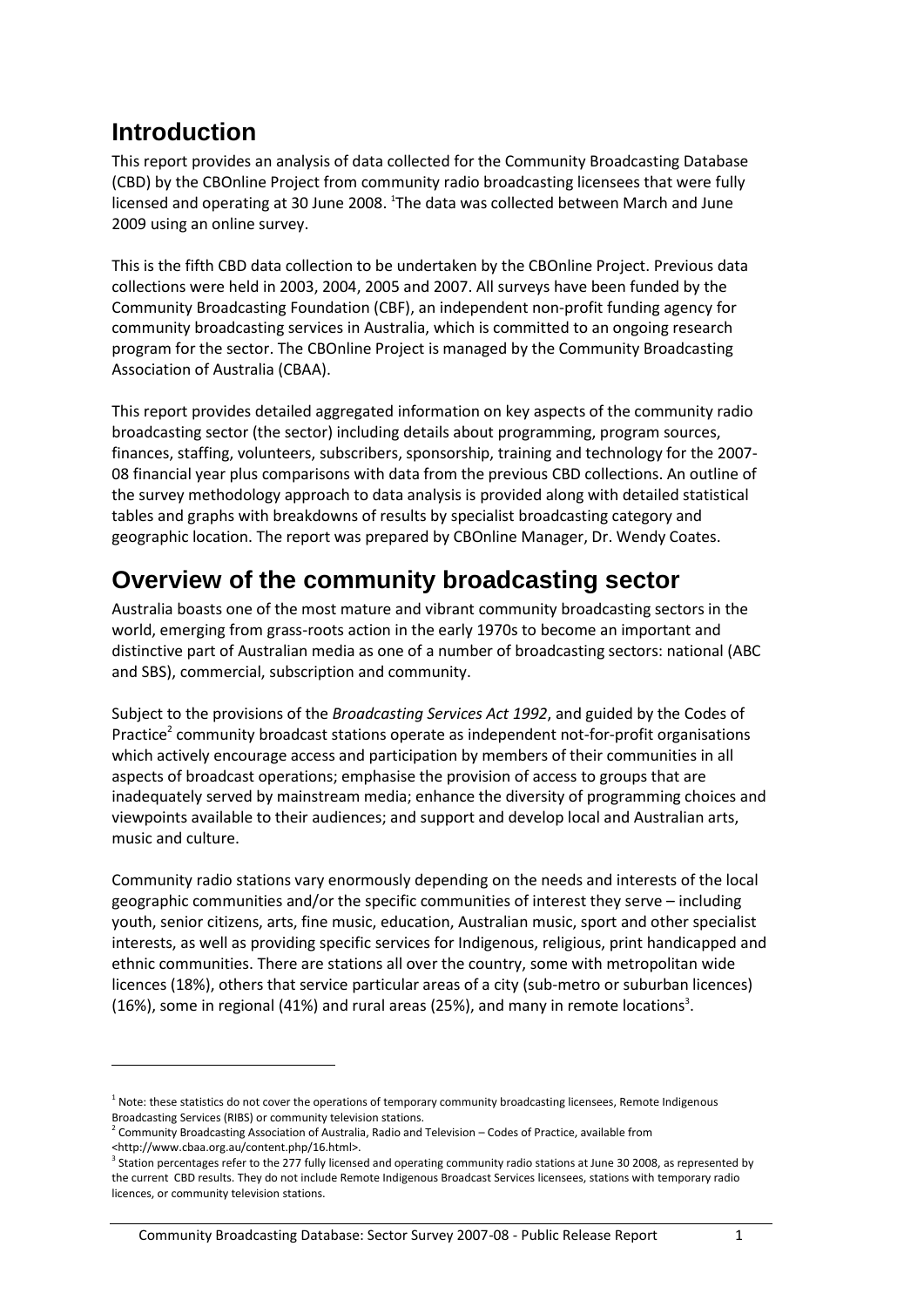# Introduction

This report provides an analysis of data collected for the Community Broadcasting Database (CBD) by the CBOnline Project from community radio broadcasting licensees that were fully licensed and operating at 30 June 2008. [1]The data was collected between March and June 2009 using an online survey.

This is the fifth CBD data collection to be undertaken by the CBOnline Project. Previous data collections were held in 2003, 2004, 2005 and 2007. All surveys have been funded by the Community Broadcasting Foundation (CBF), an independent non-profit funding agency for community broadcasting services in Australia, which is committed to an ongoing research program for the sector. The CBOnline Project is managed by the Community Broadcasting Association of Australia (CBAA).

This report provides detailed aggregated information on key aspects of the community radio broadcasting sector (the sector) including details about programming, program sources, finances, staffing, volunteers, subscribers, sponsorship, training and technology for the 2007-08 financial year plus comparisons with data from the previous CBD collections. An outline of the survey methodology approach to data analysis is provided along with detailed statistical tables and graphs with breakdowns of results by specialist broadcasting category and geographic location. The report was prepared by CBOnline Manager, Dr. Wendy Coates.

# Overview of the community broadcasting sector

Australia boasts one of the most mature and vibrant community broadcasting sectors in the world, emerging from grass-roots action in the early 1970s to become an important and distinctive part of Australian media as one of a number of broadcasting sectors: national (ABC and SBS), commercial, subscription and community.

Subject to the provisions of the *Broadcasting Services Act 1992*, and guided by the Codes of Practice[2] community broadcast stations operate as independent not-for-profit organisations which actively encourage access and participation by members of their communities in all aspects of broadcast operations; emphasise the provision of access to groups that are inadequately served by mainstream media; enhance the diversity of programming choices and viewpoints available to their audiences; and support and develop local and Australian arts, music and culture.

Community radio stations vary enormously depending on the needs and interests of the local geographic communities and/or the specific communities of interest they serve – including youth, senior citizens, arts, fine music, education, Australian music, sport and other specialist interests, as well as providing specific services for Indigenous, religious, print handicapped and ethnic communities. There are stations all over the country, some with metropolitan wide licences (18%), others that service particular areas of a city (sub-metro or suburban licences) (16%), some in regional (41%) and rural areas (25%), and many in remote locations[3].

---

[1] Note: these statistics do not cover the operations of temporary community broadcasting licensees, Remote Indigenous Broadcasting Services (RIBS) or community television stations.

[2] Community Broadcasting Association of Australia, Radio and Television – Codes of Practice, available from <http://www.cbaa.org.au/content.php/16.html>.

[3] Station percentages refer to the 277 fully licensed and operating community radio stations at June 30 2008, as represented by the current CBD results. They do not include Remote Indigenous Broadcast Services licensees, stations with temporary radio licences, or community television stations.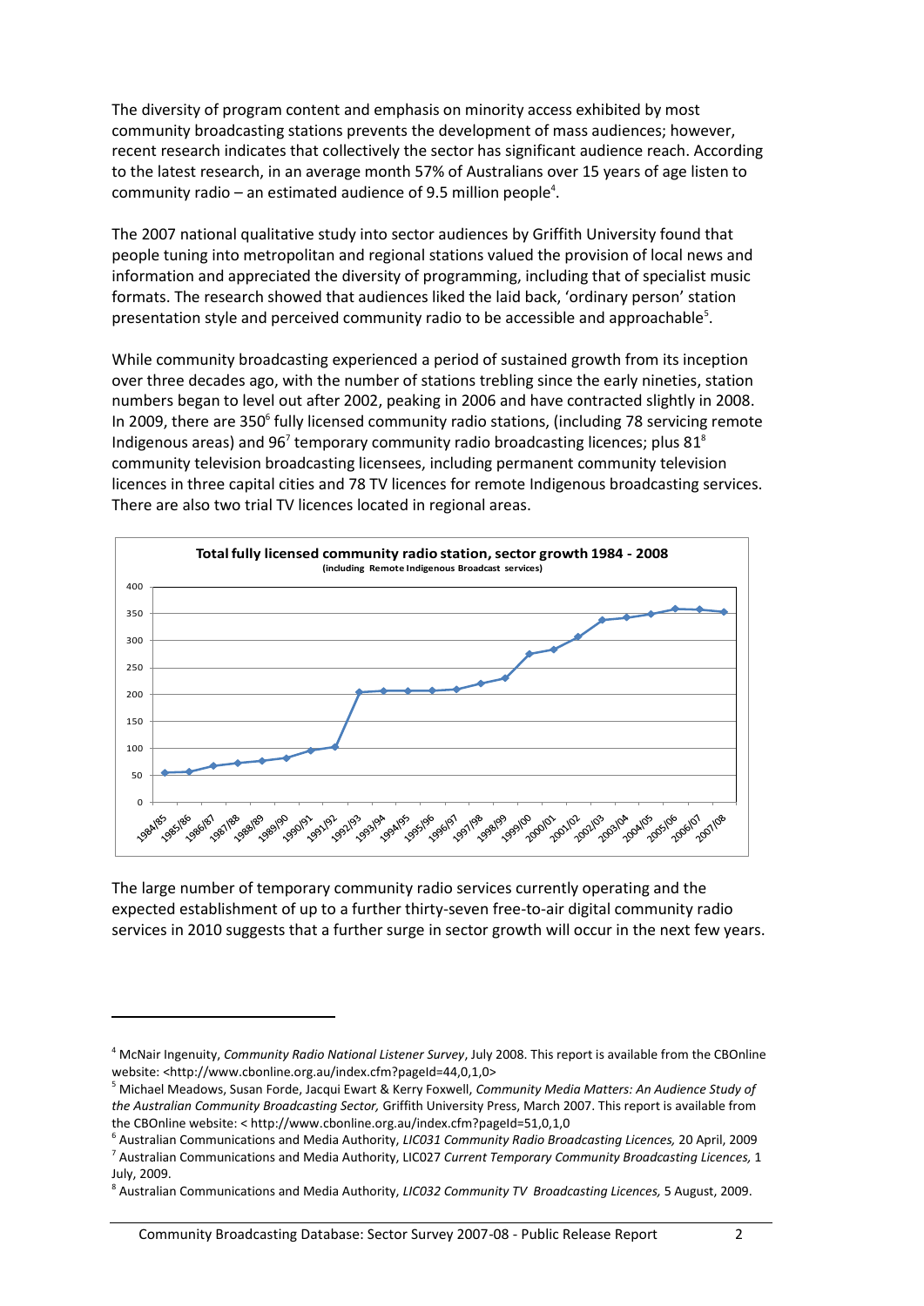The diversity of program content and emphasis on minority access exhibited by most community broadcasting stations prevents the development of mass audiences; however, recent research indicates that collectively the sector has significant audience reach. According to the latest research, in an average month 57% of Australians over 15 years of age listen to community radio – an estimated audience of 9.5 million people[4].

The 2007 national qualitative study into sector audiences by Griffith University found that people tuning into metropolitan and regional stations valued the provision of local news and information and appreciated the diversity of programming, including that of specialist music formats. The research showed that audiences liked the laid back, 'ordinary person' station presentation style and perceived community radio to be accessible and approachable[5].

While community broadcasting experienced a period of sustained growth from its inception over three decades ago, with the number of stations trebling since the early nineties, station numbers began to level out after 2002, peaking in 2006 and have contracted slightly in 2008. In 2009, there are 350[6] fully licensed community radio stations, (including 78 servicing remote Indigenous areas) and 96[7] temporary community radio broadcasting licences; plus 81[8] community television broadcasting licensees, including permanent community television licences in three capital cities and 78 TV licences for remote Indigenous broadcasting services. There are also two trial TV licences located in regional areas.

**Total fully licensed community radio station, sector growth 1984 - 2008**
**(including Remote Indigenous Broadcast services)**

The large number of temporary community radio services currently operating and the expected establishment of up to a further thirty-seven free-to-air digital community radio services in 2010 suggests that a further surge in sector growth will occur in the next few years.

---

[4] McNair Ingenuity, *Community Radio National Listener Survey*, July 2008. This report is available from the CBOnline website: <http://www.cbonline.org.au/index.cfm?pageId=44,0,1,0>

[5] Michael Meadows, Susan Forde, Jacqui Ewart & Kerry Foxwell, *Community Media Matters: An Audience Study of the Australian Community Broadcasting Sector,* Griffith University Press, March 2007. This report is available from the CBOnline website: < http://www.cbonline.org.au/index.cfm?pageId=51,0,1,0

[6] Australian Communications and Media Authority, *LIC031 Community Radio Broadcasting Licences,* 20 April, 2009

[7] Australian Communications and Media Authority, LIC027 *Current Temporary Community Broadcasting Licences,* 1 July, 2009.

[8] Australian Communications and Media Authority, *LIC032 Community TV Broadcasting Licences,* 5 August, 2009.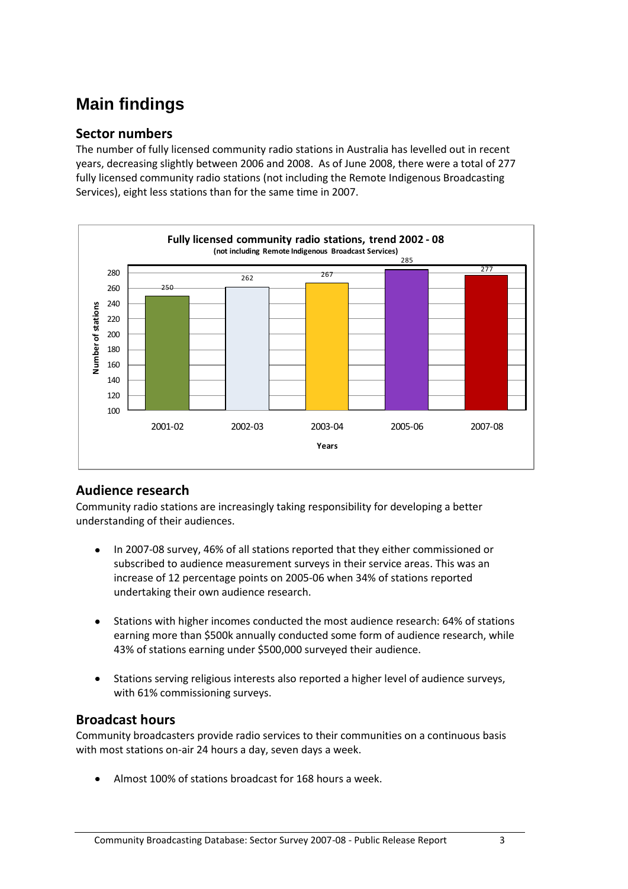# Main findings

## Sector numbers

The number of fully licensed community radio stations in Australia has levelled out in recent years, decreasing slightly between 2006 and 2008. As of June 2008, there were a total of 277 fully licensed community radio stations (not including the Remote Indigenous Broadcasting Services), eight less stations than for the same time in 2007.

**Fully licensed community radio stations, trend 2002 - 08**
**(not including Remote Indigenous Broadcast Services)**

| Years | Number of stations |
|---|---|
| 2001-02 | 250 |
| 2002-03 | 262 |
| 2003-04 | 267 |
| 2005-06 | 285 |
| 2007-08 | 277 |

## Audience research

Community radio stations are increasingly taking responsibility for developing a better understanding of their audiences.

- In 2007-08 survey, 46% of all stations reported that they either commissioned or subscribed to audience measurement surveys in their service areas. This was an increase of 12 percentage points on 2005-06 when 34% of stations reported undertaking their own audience research.
- Stations with higher incomes conducted the most audience research: 64% of stations earning more than $500k annually conducted some form of audience research, while 43% of stations earning under $500,000 surveyed their audience.
- Stations serving religious interests also reported a higher level of audience surveys, with 61% commissioning surveys.

## Broadcast hours

Community broadcasters provide radio services to their communities on a continuous basis with most stations on-air 24 hours a day, seven days a week.

- Almost 100% of stations broadcast for 168 hours a week.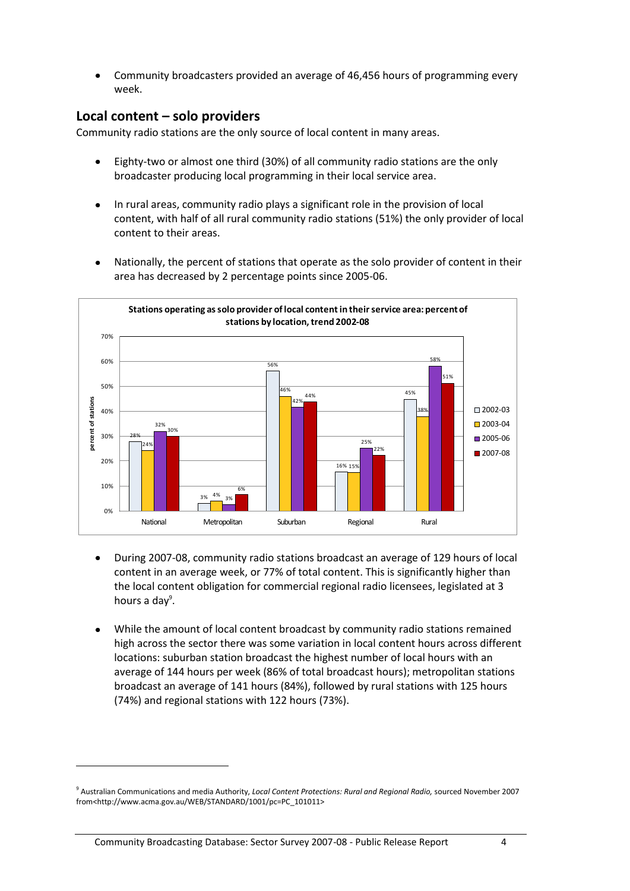- Community broadcasters provided an average of 46,456 hours of programming every week.

## Local content – solo providers

Community radio stations are the only source of local content in many areas.

- Eighty-two or almost one third (30%) of all community radio stations are the only broadcaster producing local programming in their local service area.
- In rural areas, community radio plays a significant role in the provision of local content, with half of all rural community radio stations (51%) the only provider of local content to their areas.
- Nationally, the percent of stations that operate as the solo provider of content in their area has decreased by 2 percentage points since 2005-06.

**Stations operating as solo provider of local content in their service area: percent of stations by location, trend 2002-08**

| | 2002-03 | 2003-04 | 2005-06 | 2007-08 |
|---|---|---|---|---|
| National | 28% | 24% | 32% | 30% |
| Metropolitan | 3% | 4% | 3% | 6% |
| Suburban | 56% | 46% | 42% | 44% |
| Regional | 16% | 15% | 25% | 22% |
| Rural | 45% | 38% | 58% | 51% |

- During 2007-08, community radio stations broadcast an average of 129 hours of local content in an average week, or 77% of total content. This is significantly higher than the local content obligation for commercial regional radio licensees, legislated at 3 hours a day[9].
- While the amount of local content broadcast by community radio stations remained high across the sector there was some variation in local content hours across different locations: suburban station broadcast the highest number of local hours with an average of 144 hours per week (86% of total broadcast hours); metropolitan stations broadcast an average of 141 hours (84%), followed by rural stations with 125 hours (74%) and regional stations with 122 hours (73%).

[9] Australian Communications and media Authority, *Local Content Protections: Rural and Regional Radio,* sourced November 2007 from<http://www.acma.gov.au/WEB/STANDARD/1001/pc=PC_101011>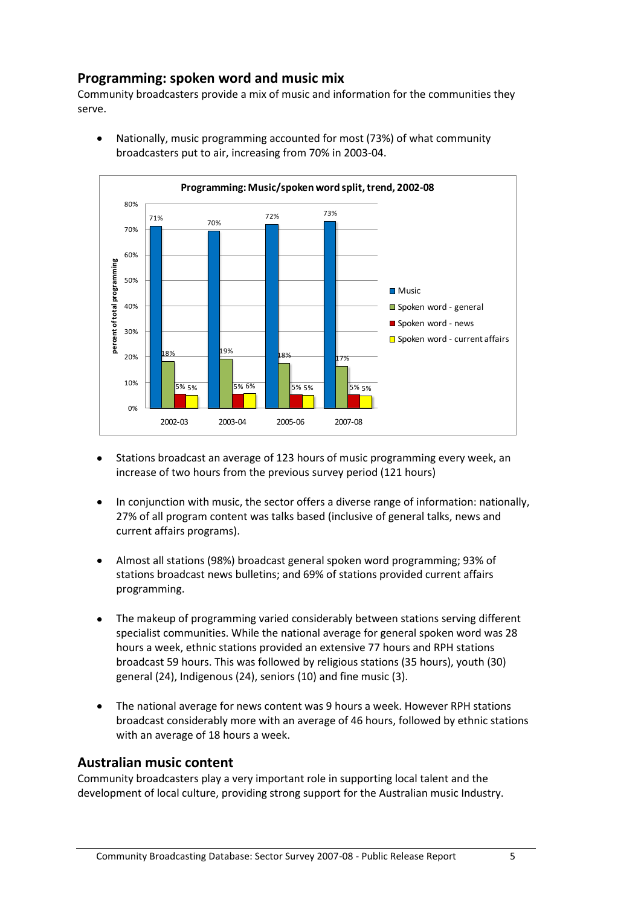## Programming: spoken word and music mix

Community broadcasters provide a mix of music and information for the communities they serve.

- Nationally, music programming accounted for most (73%) of what community broadcasters put to air, increasing from 70% in 2003-04.

**Programming: Music/spoken word split, trend, 2002-08**

| | 2002-03 | 2003-04 | 2005-06 | 2007-08 |
|---|---|---|---|---|
| Music | 71% | 70% | 72% | 73% |
| Spoken word - general | 18% | 19% | 18% | 17% |
| Spoken word - news | 5% | 5% | 5% | 5% |
| Spoken word - current affairs | 5% | 6% | 5% | 5% |

- Stations broadcast an average of 123 hours of music programming every week, an increase of two hours from the previous survey period (121 hours)

- In conjunction with music, the sector offers a diverse range of information: nationally, 27% of all program content was talks based (inclusive of general talks, news and current affairs programs).

- Almost all stations (98%) broadcast general spoken word programming; 93% of stations broadcast news bulletins; and 69% of stations provided current affairs programming.

- The makeup of programming varied considerably between stations serving different specialist communities. While the national average for general spoken word was 28 hours a week, ethnic stations provided an extensive 77 hours and RPH stations broadcast 59 hours. This was followed by religious stations (35 hours), youth (30) general (24), Indigenous (24), seniors (10) and fine music (3).

- The national average for news content was 9 hours a week. However RPH stations broadcast considerably more with an average of 46 hours, followed by ethnic stations with an average of 18 hours a week.

## Australian music content

Community broadcasters play a very important role in supporting local talent and the development of local culture, providing strong support for the Australian music Industry.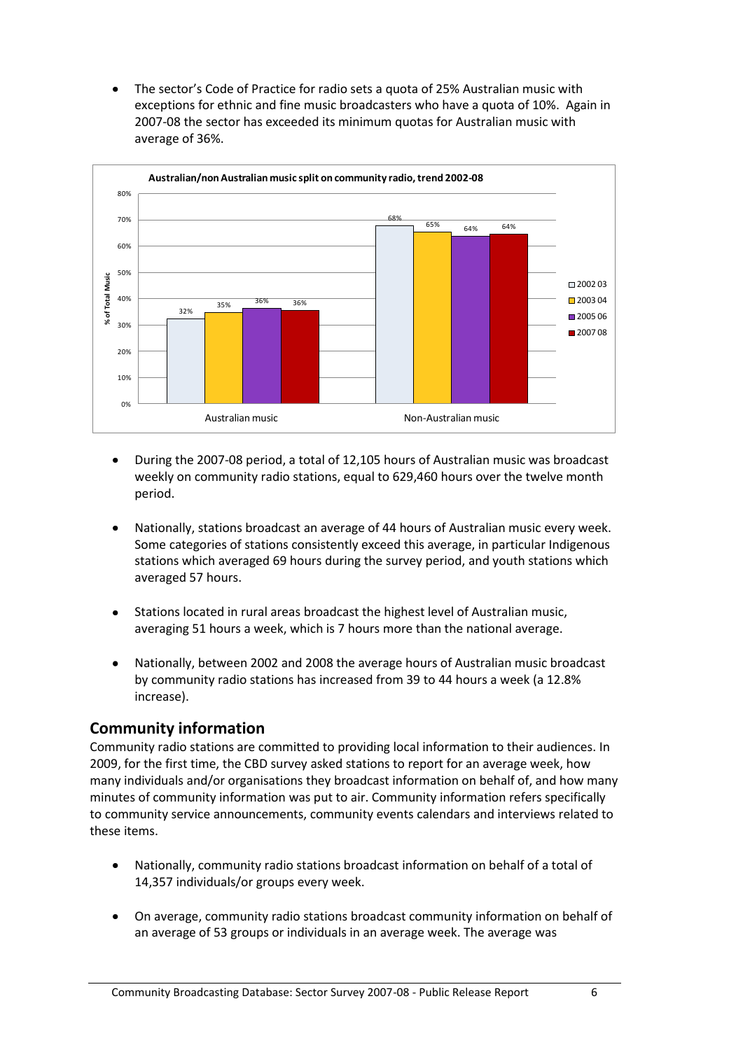- The sector's Code of Practice for radio sets a quota of 25% Australian music with exceptions for ethnic and fine music broadcasters who have a quota of 10%. Again in 2007-08 the sector has exceeded its minimum quotas for Australian music with average of 36%.

**Australian/non Australian music split on community radio, trend 2002-08**

| % of Total Music | 2002 03 | 2003 04 | 2005 06 | 2007 08 |
|---|---|---|---|---|
| Australian music | 32% | 35% | 36% | 36% |
| Non-Australian music | 68% | 65% | 64% | 64% |

- During the 2007-08 period, a total of 12,105 hours of Australian music was broadcast weekly on community radio stations, equal to 629,460 hours over the twelve month period.

- Nationally, stations broadcast an average of 44 hours of Australian music every week. Some categories of stations consistently exceed this average, in particular Indigenous stations which averaged 69 hours during the survey period, and youth stations which averaged 57 hours.

- Stations located in rural areas broadcast the highest level of Australian music, averaging 51 hours a week, which is 7 hours more than the national average.

- Nationally, between 2002 and 2008 the average hours of Australian music broadcast by community radio stations has increased from 39 to 44 hours a week (a 12.8% increase).

## Community information

Community radio stations are committed to providing local information to their audiences. In 2009, for the first time, the CBD survey asked stations to report for an average week, how many individuals and/or organisations they broadcast information on behalf of, and how many minutes of community information was put to air. Community information refers specifically to community service announcements, community events calendars and interviews related to these items.

- Nationally, community radio stations broadcast information on behalf of a total of 14,357 individuals/or groups every week.

- On average, community radio stations broadcast community information on behalf of an average of 53 groups or individuals in an average week. The average was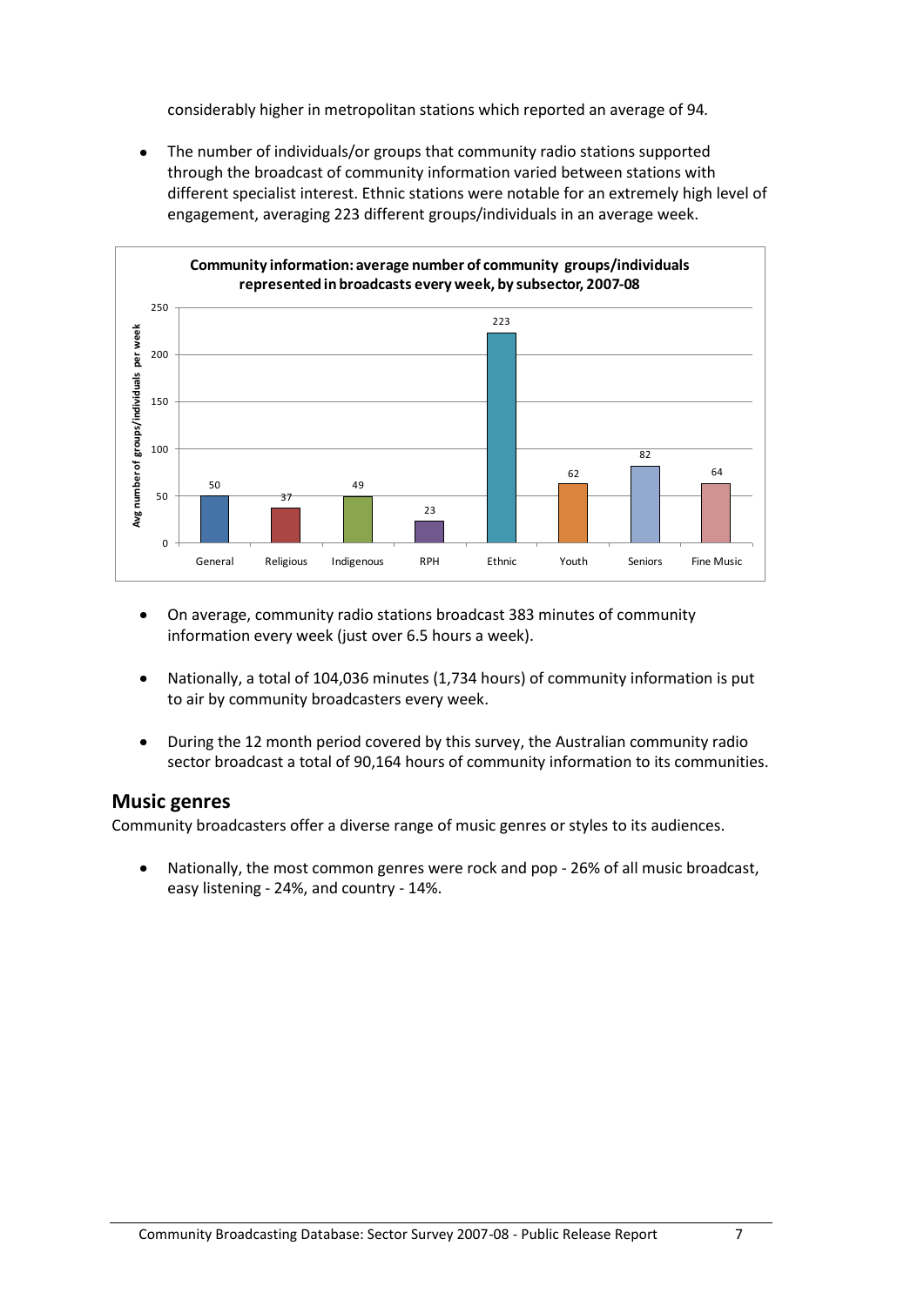considerably higher in metropolitan stations which reported an average of 94.

- The number of individuals/or groups that community radio stations supported through the broadcast of community information varied between stations with different specialist interest. Ethnic stations were notable for an extremely high level of engagement, averaging 223 different groups/individuals in an average week.

**Community information: average number of community groups/individuals represented in broadcasts every week, by subsector, 2007-08**

| Subsector | Avg number of groups/individuals per week |
|---|---|
| General | 50 |
| Religious | 37 |
| Indigenous | 49 |
| RPH | 23 |
| Ethnic | 223 |
| Youth | 62 |
| Seniors | 82 |
| Fine Music | 64 |

- On average, community radio stations broadcast 383 minutes of community information every week (just over 6.5 hours a week).

- Nationally, a total of 104,036 minutes (1,734 hours) of community information is put to air by community broadcasters every week.

- During the 12 month period covered by this survey, the Australian community radio sector broadcast a total of 90,164 hours of community information to its communities.

## Music genres

Community broadcasters offer a diverse range of music genres or styles to its audiences.

- Nationally, the most common genres were rock and pop - 26% of all music broadcast, easy listening - 24%, and country - 14%.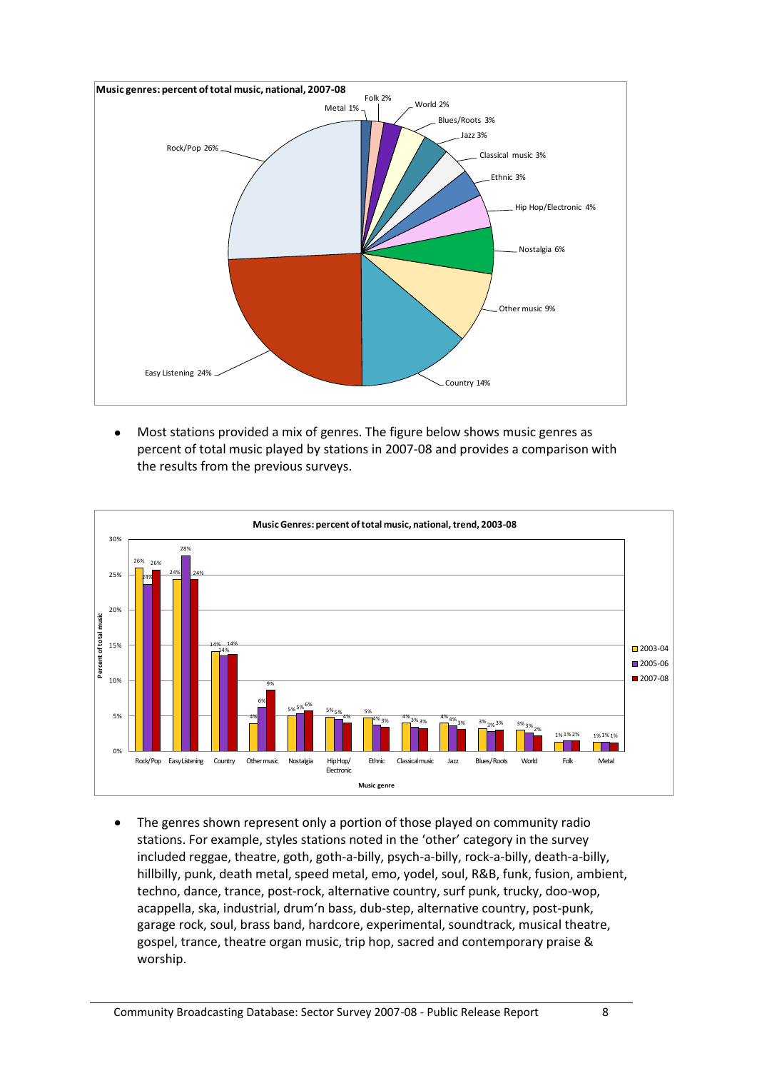**Music genres: percent of total music, national, 2007-08**

| Genre | Percent |
|---|---|
| Rock/Pop | 26% |
| Easy Listening | 24% |
| Country | 14% |
| Other music | 9% |
| Nostalgia | 6% |
| Hip Hop/Electronic | 4% |
| Ethnic | 3% |
| Classical music | 3% |
| Jazz | 3% |
| Blues/Roots | 3% |
| World | 2% |
| Folk | 2% |
| Metal | 1% |

- Most stations provided a mix of genres. The figure below shows music genres as percent of total music played by stations in 2007-08 and provides a comparison with the results from the previous surveys.

**Music Genres: percent of total music, national, trend, 2003-08**

| Music genre | 2003-04 | 2005-06 | 2007-08 |
|---|---|---|---|
| Rock/Pop | 26% | 24% | 26% |
| Easy Listening | 24% | 28% | 24% |
| Country | 14% | 14% | 14% |
| Other music | 4% | 6% | 9% |
| Nostalgia | 5% | 5% | 6% |
| Hip Hop/ Electronic | 5% | 5% | 4% |
| Ethnic | 5% | 4% | 3% |
| Classical music | 4% | 3% | 3% |
| Jazz | 4% | 4% | 3% |
| Blues/Roots | 3% | 3% | 3% |
| World | 3% | 3% | 2% |
| Folk | 1% | 1% | 2% |
| Metal | 1% | 1% | 1% |

- The genres shown represent only a portion of those played on community radio stations. For example, styles stations noted in the 'other' category in the survey included reggae, theatre, goth, goth-a-billy, psych-a-billy, rock-a-billy, death-a-billy, hillbilly, punk, death metal, speed metal, emo, yodel, soul, R&B, funk, fusion, ambient, techno, dance, trance, post-rock, alternative country, surf punk, trucky, doo-wop, acappella, ska, industrial, drum'n bass, dub-step, alternative country, post-punk, garage rock, soul, brass band, hardcore, experimental, soundtrack, musical theatre, gospel, trance, theatre organ music, trip hop, sacred and contemporary praise & worship.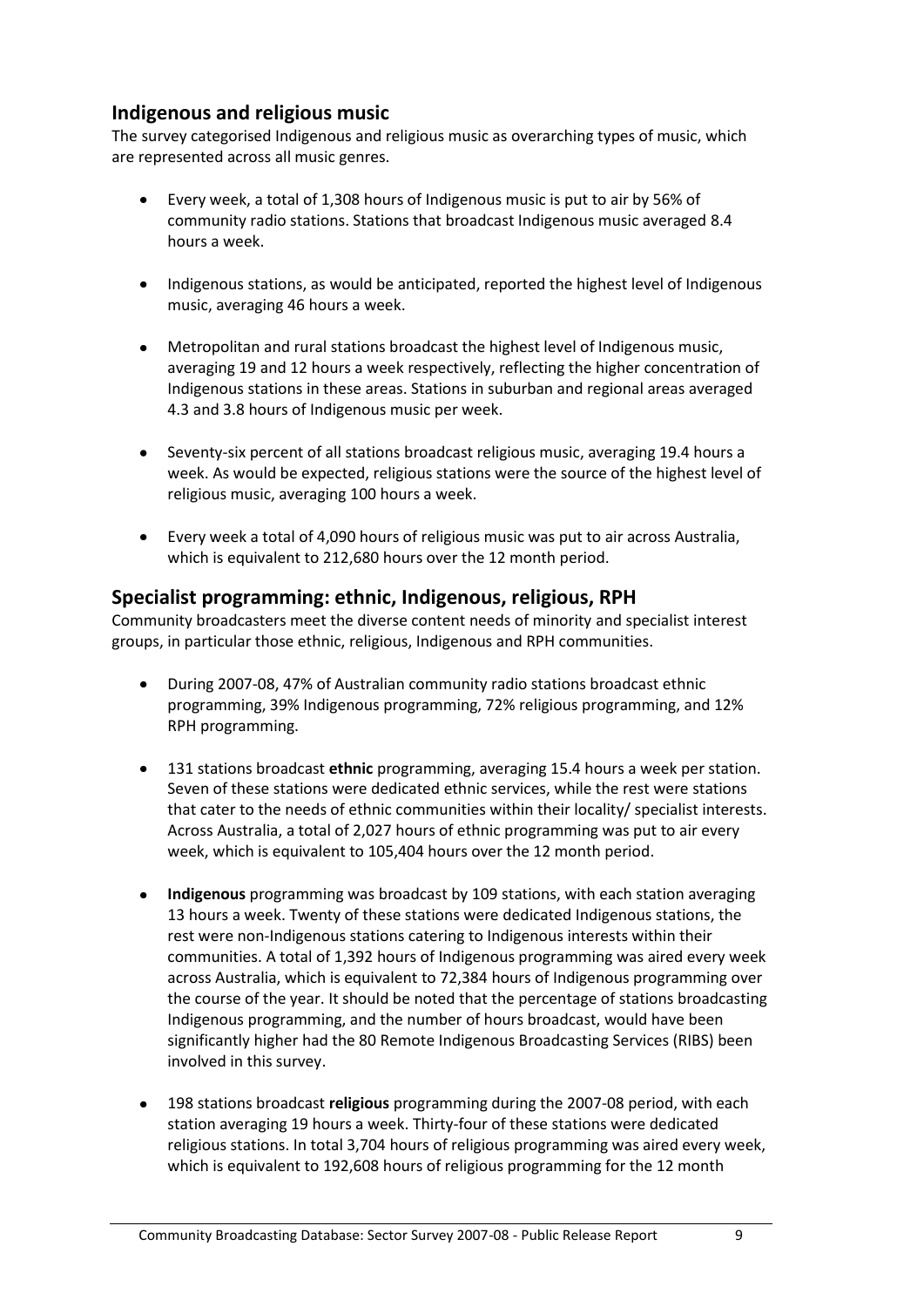## Indigenous and religious music

The survey categorised Indigenous and religious music as overarching types of music, which are represented across all music genres.

- Every week, a total of 1,308 hours of Indigenous music is put to air by 56% of community radio stations. Stations that broadcast Indigenous music averaged 8.4 hours a week.
- Indigenous stations, as would be anticipated, reported the highest level of Indigenous music, averaging 46 hours a week.
- Metropolitan and rural stations broadcast the highest level of Indigenous music, averaging 19 and 12 hours a week respectively, reflecting the higher concentration of Indigenous stations in these areas. Stations in suburban and regional areas averaged 4.3 and 3.8 hours of Indigenous music per week.
- Seventy-six percent of all stations broadcast religious music, averaging 19.4 hours a week. As would be expected, religious stations were the source of the highest level of religious music, averaging 100 hours a week.
- Every week a total of 4,090 hours of religious music was put to air across Australia, which is equivalent to 212,680 hours over the 12 month period.

## Specialist programming: ethnic, Indigenous, religious, RPH

Community broadcasters meet the diverse content needs of minority and specialist interest groups, in particular those ethnic, religious, Indigenous and RPH communities.

- During 2007-08, 47% of Australian community radio stations broadcast ethnic programming, 39% Indigenous programming, 72% religious programming, and 12% RPH programming.
- 131 stations broadcast **ethnic** programming, averaging 15.4 hours a week per station. Seven of these stations were dedicated ethnic services, while the rest were stations that cater to the needs of ethnic communities within their locality/ specialist interests. Across Australia, a total of 2,027 hours of ethnic programming was put to air every week, which is equivalent to 105,404 hours over the 12 month period.
- **Indigenous** programming was broadcast by 109 stations, with each station averaging 13 hours a week. Twenty of these stations were dedicated Indigenous stations, the rest were non-Indigenous stations catering to Indigenous interests within their communities. A total of 1,392 hours of Indigenous programming was aired every week across Australia, which is equivalent to 72,384 of Indigenous programming over the course of the year. It should be noted that the percentage of stations broadcasting Indigenous programming, and the number of hours broadcast, would have been significantly higher had the 80 Remote Indigenous Broadcasting Services (RIBS) been involved in this survey.
- 198 stations broadcast **religious** programming during the 2007-08 period, with each station averaging 19 hours a week. Thirty-four of these stations were dedicated religious stations. In total 3,704 hours of religious programming was aired every week, which is equivalent to 192,608 hours of religious programming for the 12 month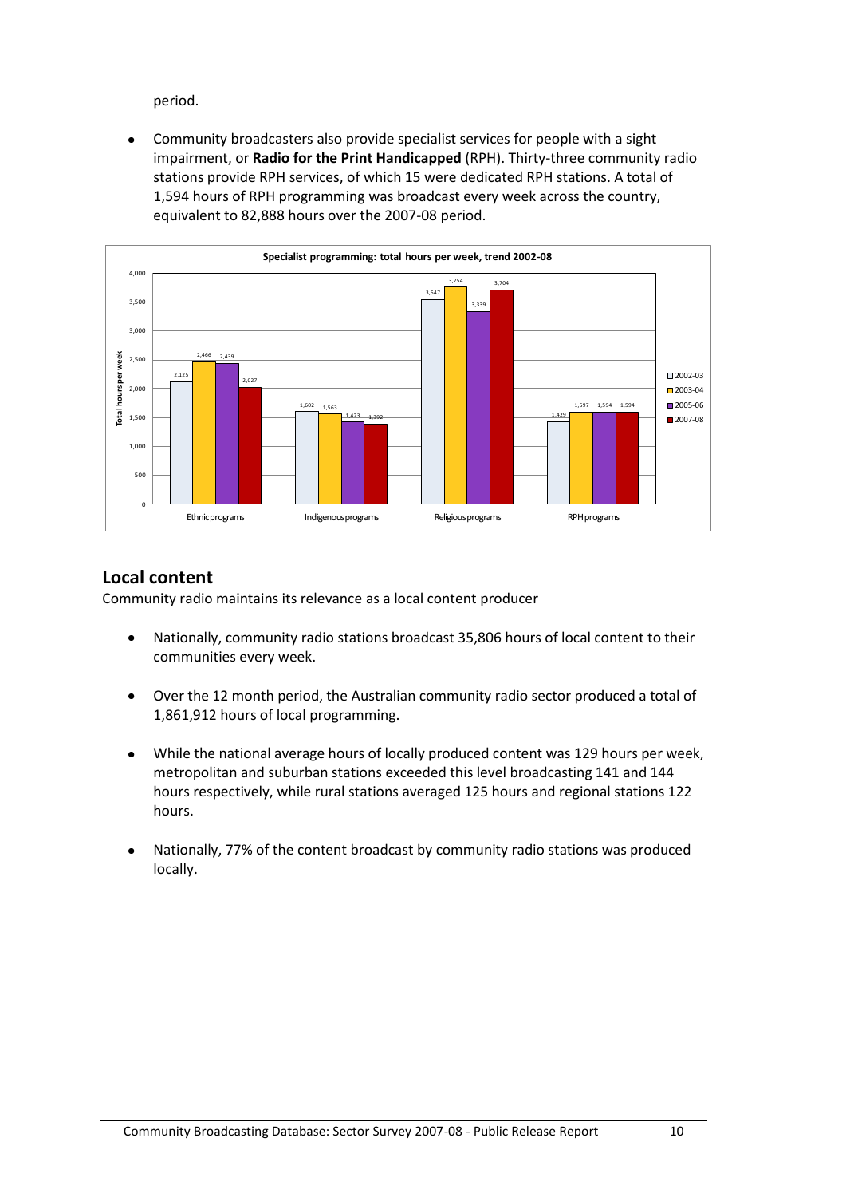period.

- Community broadcasters also provide specialist services for people with a sight impairment, or **Radio for the Print Handicapped** (RPH). Thirty-three community radio stations provide RPH services, of which 15 were dedicated RPH stations. A total of 1,594 hours of RPH programming was broadcast every week across the country, equivalent to 82,888 hours over the 2007-08 period.

**Specialist programming: total hours per week, trend 2002-08**

| Total hours per week | 2002-03 | 2003-04 | 2005-06 | 2007-08 |
|---|---|---|---|---|
| Ethnic programs | 2,125 | 2,466 | 2,439 | 2,027 |
| Indigenous programs | 1,602 | 1,563 | 1,423 | 1,392 |
| Religious programs | 3,547 | 3,754 | 3,339 | 3,704 |
| RPH programs | 1,429 | 1,597 | 1,594 | 1,594 |

## Local content

Community radio maintains its relevance as a local content producer

- Nationally, community radio stations broadcast 35,806 hours of local content to their communities every week.
- Over the 12 month period, the Australian community radio sector produced a total of 1,861,912 hours of local programming.
- While the national average hours of locally produced content was 129 hours per week, metropolitan and suburban stations exceeded this level broadcasting 141 and 144 hours respectively, while rural stations averaged 125 hours and regional stations 122 hours.
- Nationally, 77% of the content broadcast by community radio stations was produced locally.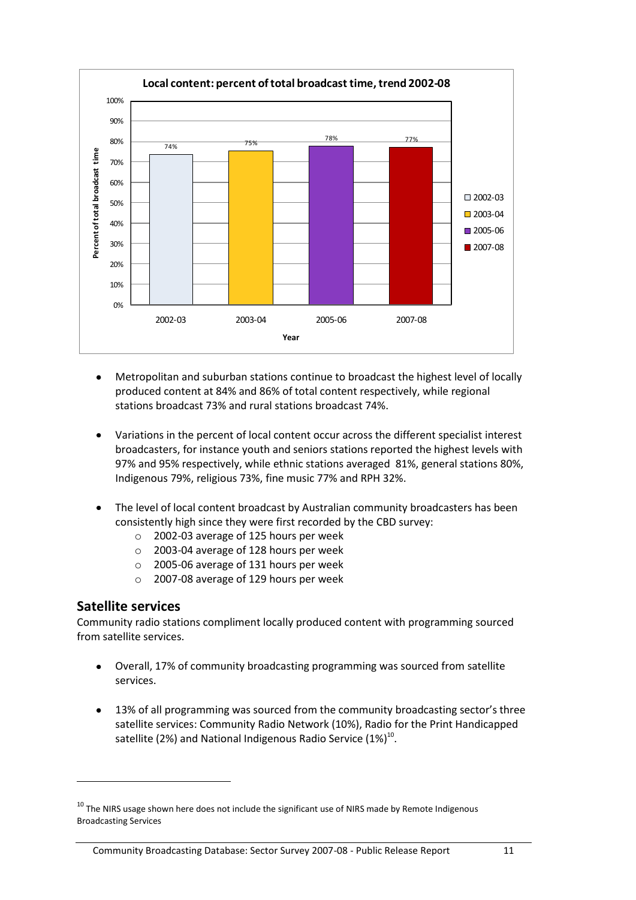**Local content: percent of total broadcast time, trend 2002-08**

| Year | Percent of total broadcast time |
|---|---|
| 2002-03 | 74% |
| 2003-04 | 75% |
| 2005-06 | 78% |
| 2007-08 | 77% |

- Metropolitan and suburban stations continue to broadcast the highest level of locally produced content at 84% and 86% of total content respectively, while regional stations broadcast 73% and rural stations broadcast 74%.

- Variations in the percent of local content occur across the different specialist interest broadcasters, for instance youth and seniors stations reported the highest levels with 97% and 95% respectively, while ethnic stations averaged 81%, general stations 80%, Indigenous 79%, religious 73%, fine music 77% and RPH 32%.

- The level of local content broadcast by Australian community broadcasters has been consistently high since they were first recorded by the CBD survey:
  - 2002-03 average of 125 hours per week
  - 2003-04 average of 128 hours per week
  - 2005-06 average of 131 hours per week
  - 2007-08 average of 129 hours per week

## Satellite services

Community radio stations compliment locally produced content with programming sourced from satellite services.

- Overall, 17% of community broadcasting programming was sourced from satellite services.

- 13% of all programming was sourced from the community broadcasting sector's three satellite services: Community Radio Network (10%), Radio for the Print Handicapped satellite (2%) and National Indigenous Radio Service (1%)[10].

---

[10] The NIRS usage shown here does not include the significant use of NIRS made by Remote Indigenous Broadcasting Services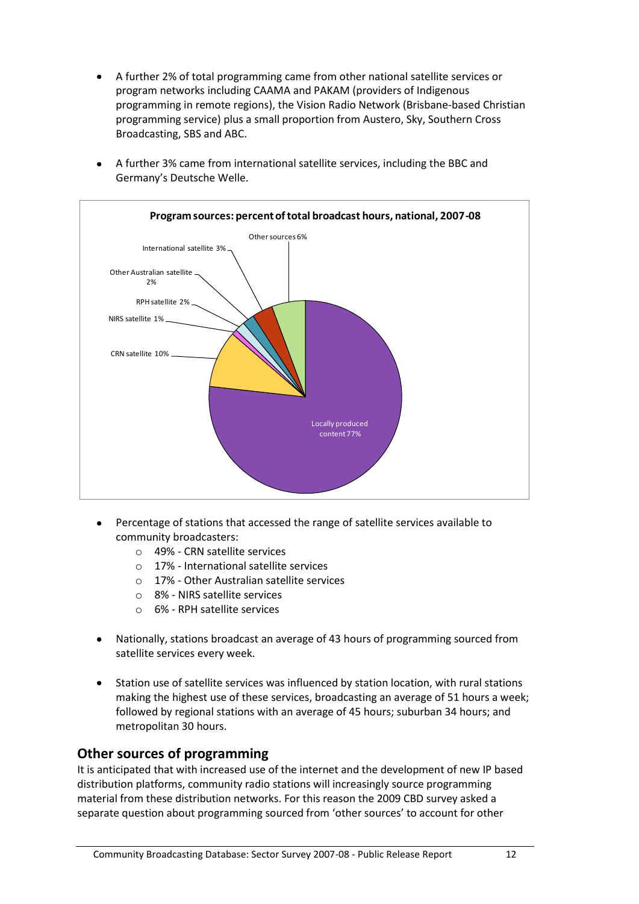- A further 2% of total programming came from other national satellite services or program networks including CAAMA and PAKAM (providers of Indigenous programming in remote regions), the Vision Radio Network (Brisbane-based Christian programming service) plus a small proportion from Austero, Sky, Southern Cross Broadcasting, SBS and ABC.

- A further 3% came from international satellite services, including the BBC and Germany's Deutsche Welle.

**Program sources: percent of total broadcast hours, national, 2007-08**

| Source | Percent |
|---|---|
| Locally produced content | 77% |
| CRN satellite | 10% |
| NIRS satellite | 1% |
| RPH satellite | 2% |
| Other Australian satellite | 2% |
| International satellite | 3% |
| Other sources | 6% |

- Percentage of stations that accessed the range of satellite services available to community broadcasters:
  - 49% - CRN satellite services
  - 17% - International satellite services
  - 17% - Other Australian satellite services
  - 8% - NIRS satellite services
  - 6% - RPH satellite services

- Nationally, stations broadcast an average of 43 hours of programming sourced from satellite services every week.

- Station use of satellite services was influenced by station location, with rural stations making the highest use of these services, broadcasting an average of 51 hours a week; followed by regional stations with an average of 45 hours; suburban 34 hours; and metropolitan 30 hours.

## Other sources of programming

It is anticipated that with increased use of the internet and the development of new IP based distribution platforms, community radio stations will increasingly source programming material from these distribution networks. For this reason the 2009 CBD survey asked a separate question about programming sourced from 'other sources' to account for other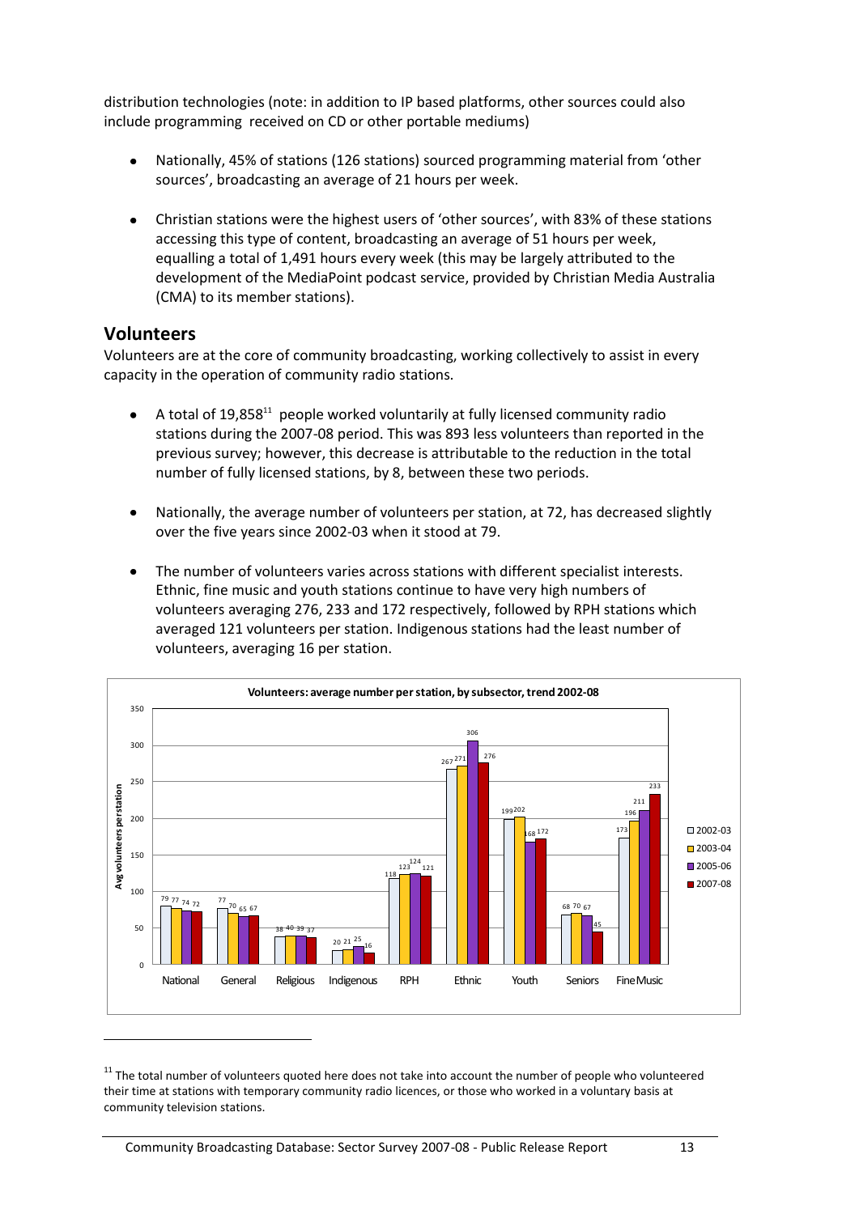distribution technologies (note: in addition to IP based platforms, other sources could also include programming received on CD or other portable mediums)

- Nationally, 45% of stations (126 stations) sourced programming material from 'other sources', broadcasting an average of 21 hours per week.
- Christian stations were the highest users of 'other sources', with 83% of these stations accessing this type of content, broadcasting an average of 51 hours per week, equalling a total of 1,491 hours every week (this may be largely attributed to the development of the MediaPoint podcast service, provided by Christian Media Australia (CMA) to its member stations).

## Volunteers

Volunteers are at the core of community broadcasting, working collectively to assist in every capacity in the operation of community radio stations.

- A total of 19,858[11] people worked voluntarily at fully licensed community radio stations during the 2007-08 period. This was 893 less volunteers than reported in the previous survey; however, this decrease is attributable to the reduction in the total number of fully licensed stations, by 8, between these two periods.
- Nationally, the average number of volunteers per station, at 72, has decreased slightly over the five years since 2002-03 when it stood at 79.
- The number of volunteers varies across stations with different specialist interests. Ethnic, fine music and youth stations continue to have very high numbers of volunteers averaging 276, 233 and 172 respectively, followed by RPH stations which averaged 121 volunteers per station. Indigenous stations had the least number of volunteers, averaging 16 per station.

**Volunteers: average number per station, by subsector, trend 2002-08**

| Avg volunteers per station | National | General | Religious | Indigenous | RPH | Ethnic | Youth | Seniors | Fine Music |
|---|---|---|---|---|---|---|---|---|---|
| 2002-03 | 79 | 77 | 38 | 20 | 118 | 267 | 199 | 68 | 173 |
| 2003-04 | 77 | 70 | 40 | 21 | 123 | 271 | 202 | 70 | 196 |
| 2005-06 | 74 | 65 | 39 | 25 | 124 | 306 | 168 | 67 | 211 |
| 2007-08 | 72 | 67 | 37 | 16 | 121 | 276 | 172 | 45 | 233 |

[11] The total number of volunteers quoted here does not take into account the number of people who volunteered their time at stations with temporary community radio licences, or those who worked in a voluntary basis at community television stations.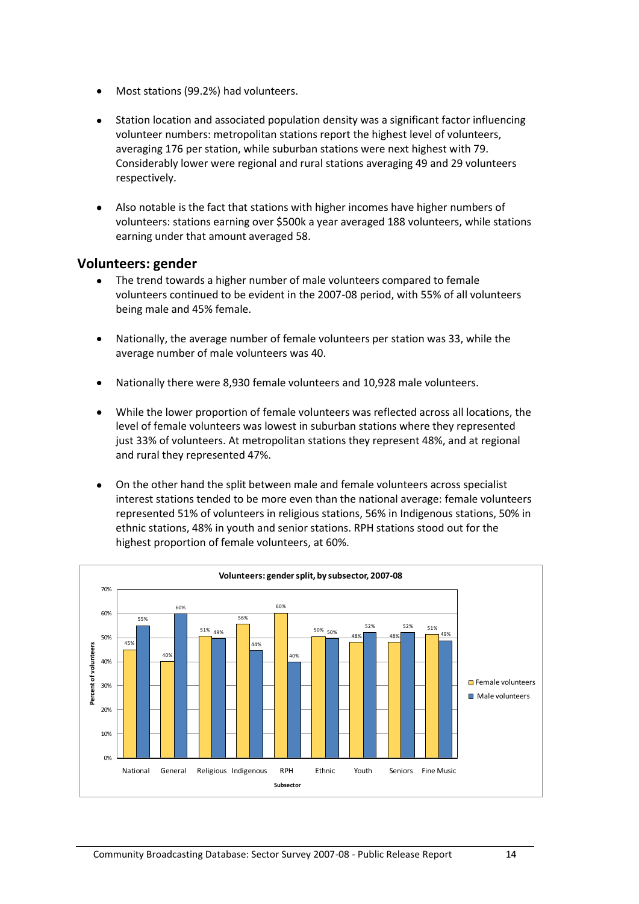- Most stations (99.2%) had volunteers.

- Station location and associated population density was a significant factor influencing volunteer numbers: metropolitan stations report the highest level of volunteers, averaging 176 per station, while suburban stations were next highest with 79. Considerably lower were regional and rural stations averaging 49 and 29 volunteers respectively.

- Also notable is the fact that stations with higher incomes have higher numbers of volunteers: stations earning over $500k a year averaged 188 volunteers, while stations earning under that amount averaged 58.

## Volunteers: gender

- The trend towards a higher number of male volunteers compared to female volunteers continued to be evident in the 2007-08 period, with 55% of all volunteers being male and 45% female.

- Nationally, the average number of female volunteers per station was 33, while the average number of male volunteers was 40.

- Nationally there were 8,930 female volunteers and 10,928 male volunteers.

- While the lower proportion of female volunteers was reflected across all locations, the level of female volunteers was lowest in suburban stations where they represented just 33% of volunteers. At metropolitan stations they represent 48%, and at regional and rural they represented 47%.

- On the other hand the split between male and female volunteers across specialist interest stations tended to be more even than the national average: female volunteers represented 51% of volunteers in religious stations, 56% in Indigenous stations, 50% in ethnic stations, 48% in youth and senior stations. RPH stations stood out for the highest proportion of female volunteers, at 60%.

**Volunteers: gender split, by subsector, 2007-08**

| Subsector | Female volunteers | Male volunteers |
|---|---|---|
| National | 45% | 55% |
| General | 40% | 60% |
| Religious | 51% | 49% |
| Indigenous | 56% | 44% |
| RPH | 60% | 40% |
| Ethnic | 50% | 50% |
| Youth | 48% | 52% |
| Seniors | 48% | 52% |
| Fine Music | 51% | 49% |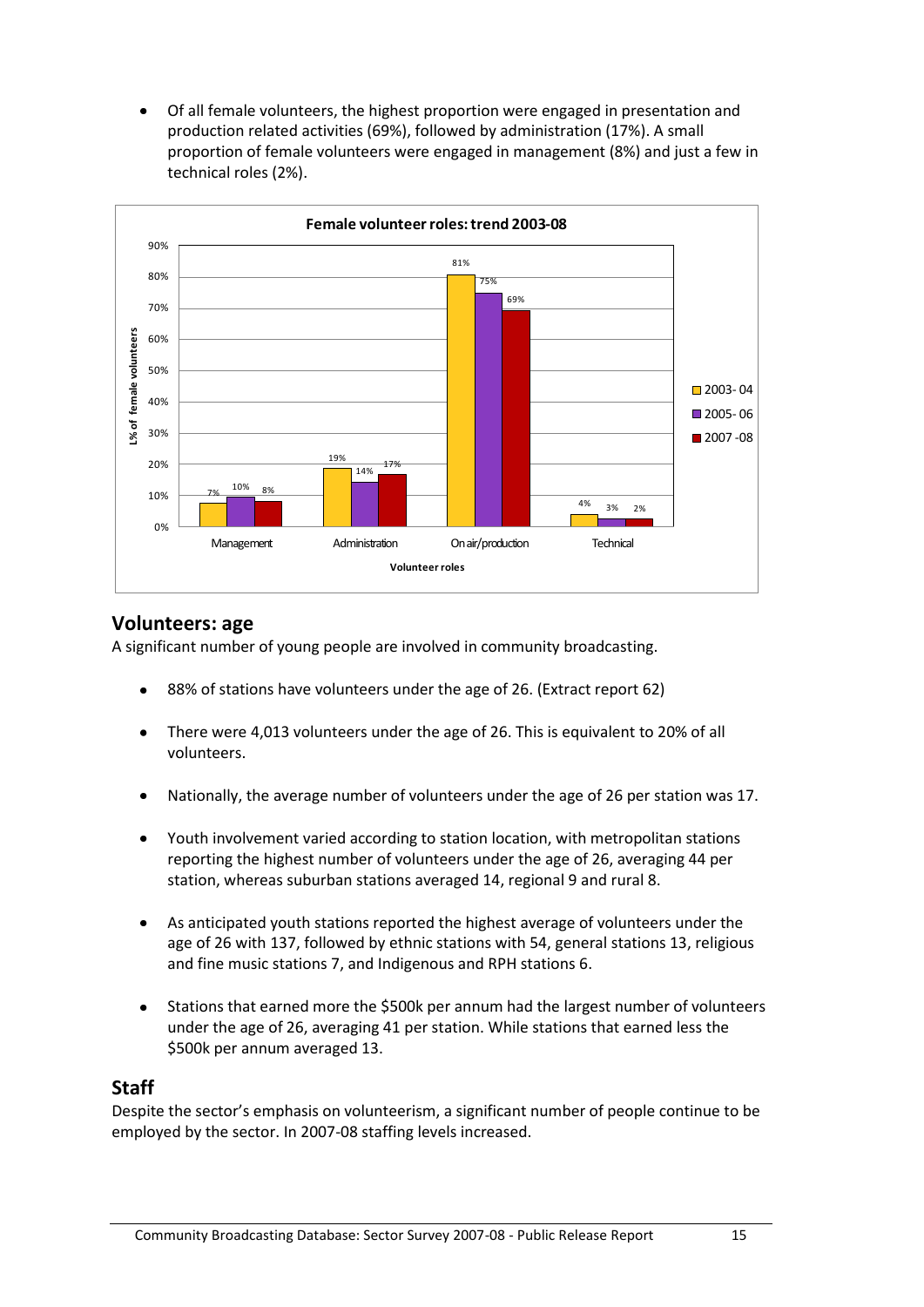- Of all female volunteers, the highest proportion were engaged in presentation and production related activities (69%), followed by administration (17%). A small proportion of female volunteers were engaged in management (8%) and just a few in technical roles (2%).

**Female volunteer roles: trend 2003-08**

| Volunteer roles | 2003-04 | 2005-06 | 2007-08 |
|---|---|---|---|
| Management | 7% | 10% | 8% |
| Administration | 19% | 14% | 17% |
| On air/production | 81% | 75% | 69% |
| Technical | 4% | 3% | 2% |

## Volunteers: age

A significant number of young people are involved in community broadcasting.

- 88% of stations have volunteers under the age of 26. (Extract report 62)
- There were 4,013 volunteers under the age of 26. This is equivalent to 20% of all volunteers.
- Nationally, the average number of volunteers under the age of 26 per station was 17.
- Youth involvement varied according to station location, with metropolitan stations reporting the highest number of volunteers under the age of 26, averaging 44 per station, whereas suburban stations averaged 14, regional 9 and rural 8.
- As anticipated youth stations reported the highest average of volunteers under the age of 26 with 137, followed by ethnic stations with 54, general stations 13, religious and fine music stations 7, and Indigenous and RPH stations 6.
- Stations that earned more the $500k per annum had the largest number of volunteers under the age of 26, averaging 41 per station. While stations that earned less the $500k per annum averaged 13.

## Staff

Despite the sector's emphasis on volunteerism, a significant number of people continue to be employed by the sector. In 2007-08 staffing levels increased.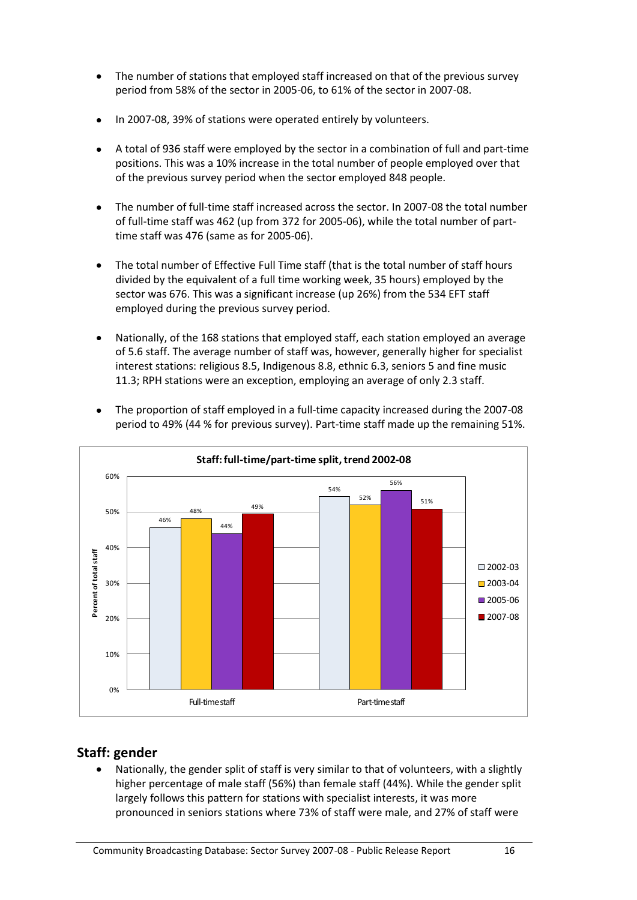- The number of stations that employed staff increased on that of the previous survey period from 58% of the sector in 2005-06, to 61% of the sector in 2007-08.
- In 2007-08, 39% of stations were operated entirely by volunteers.
- A total of 936 staff were employed by the sector in a combination of full and part-time positions. This was a 10% increase in the total number of people employed over that of the previous survey period when the sector employed 848 people.
- The number of full-time staff increased across the sector. In 2007-08 the total number of full-time staff was 462 (up from 372 for 2005-06), while the total number of part-time staff was 476 (same as for 2005-06).
- The total number of Effective Full Time staff (that is the total number of staff hours divided by the equivalent of a full time working week, 35 hours) employed by the sector was 676. This was a significant increase (up 26%) from the 534 EFT staff employed during the previous survey period.
- Nationally, of the 168 stations that employed staff, each station employed an average of 5.6 staff. The average number of staff was, however, generally higher for specialist interest stations: religious 8.5, Indigenous 8.8, ethnic 6.3, seniors 5 and fine music 11.3; RPH stations were an exception, employing an average of only 2.3 staff.
- The proportion of staff employed in a full-time capacity increased during the 2007-08 period to 49% (44 % for previous survey). Part-time staff made up the remaining 51%.

**Staff: full-time/part-time split, trend 2002-08**

| Percent of total staff | 2002-03 | 2003-04 | 2005-06 | 2007-08 |
|---|---|---|---|---|
| Full-time staff | 46% | 48% | 44% | 49% |
| Part-time staff | 54% | 52% | 56% | 51% |

## Staff: gender

- Nationally, the gender split of staff is very similar to that of volunteers, with a slightly higher percentage of male staff (56%) than female staff (44%). While the gender split largely follows this pattern for stations with specialist interests, it was more pronounced in seniors stations where 73% of staff were male, and 27% of staff were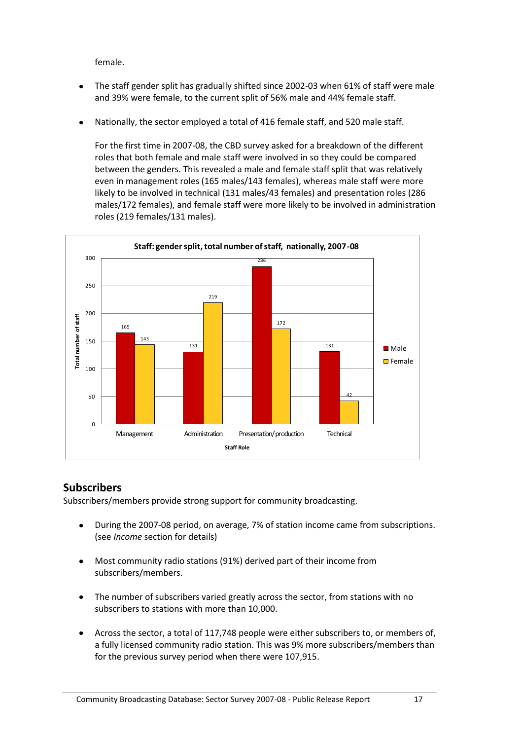female.

- The staff gender split has gradually shifted since 2002-03 when 61% of staff were male and 39% were female, to the current split of 56% male and 44% female staff.

- Nationally, the sector employed a total of 416 female staff, and 520 male staff.

  For the first time in 2007-08, the CBD survey asked for a breakdown of the different roles that both female and male staff were involved in so they could be compared between the genders. This revealed a male and female staff split that was relatively even in management roles (165 males/143 females), whereas male staff were more likely to be involved in technical (131 males/43 females) and presentation roles (286 males/172 females), and female staff were more likely to be involved in administration roles (219 females/131 males).

**Staff: gender split, total number of staff, nationally, 2007-08**

| Staff Role | Male | Female |
|---|---|---|
| Management | 165 | 143 |
| Administration | 131 | 219 |
| Presentation/production | 286 | 172 |
| Technical | 131 | 42 |

## Subscribers

Subscribers/members provide strong support for community broadcasting.

- During the 2007-08 period, on average, 7% of station income came from subscriptions. (see *Income* section for details)

- Most community radio stations (91%) derived part of their income from subscribers/members.

- The number of subscribers varied greatly across the sector, from stations with no subscribers to stations with more than 10,000.

- Across the sector, a total of 117,748 people were either subscribers to, or members of, a fully licensed community radio station. This was 9% more subscribers/members than for the previous survey period when there were 107,915.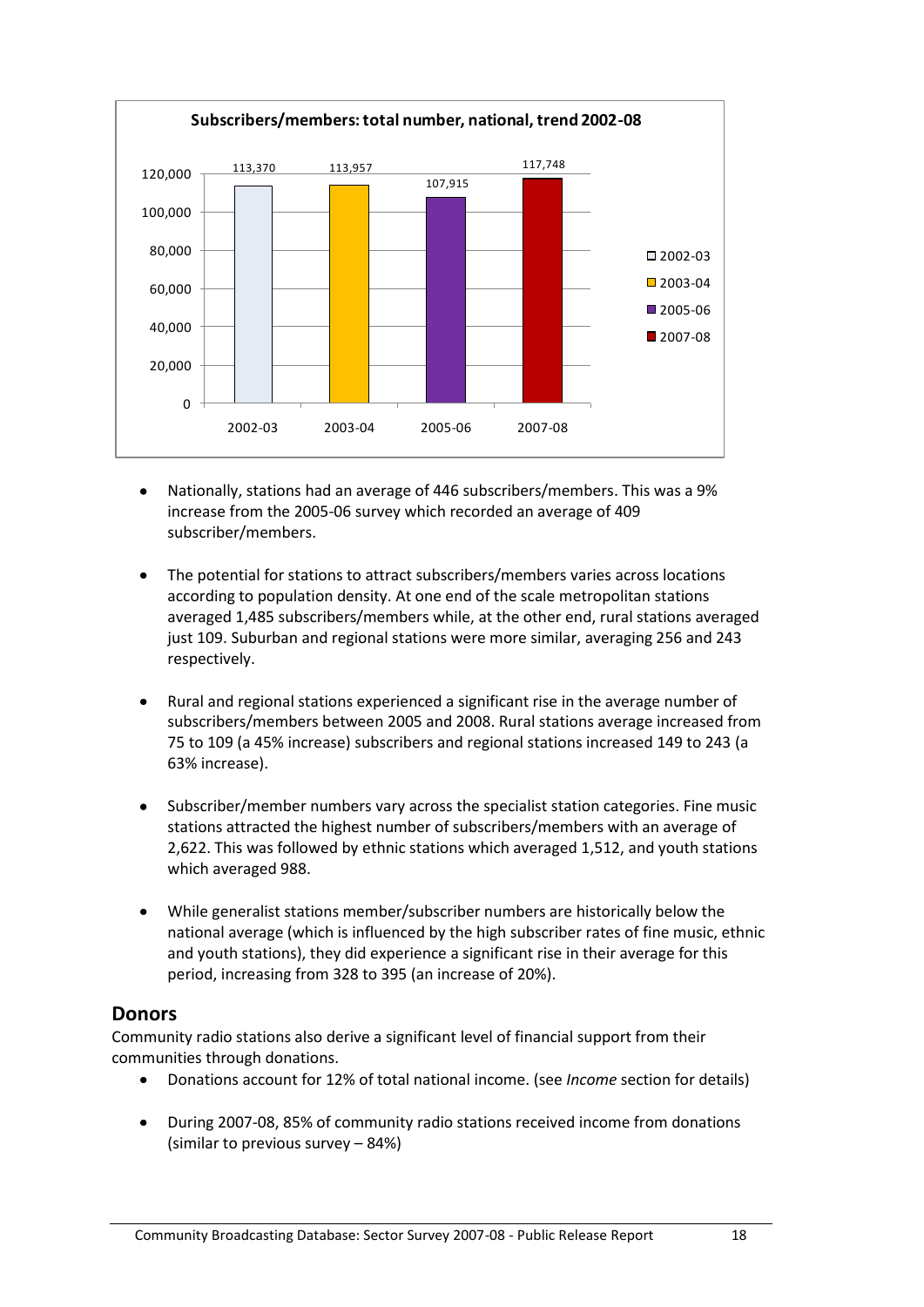**Subscribers/members: total number, national, trend 2002-08**

| Year | Subscribers/members |
|---|---|
| 2002-03 | 113,370 |
| 2003-04 | 113,957 |
| 2005-06 | 107,915 |
| 2007-08 | 117,748 |

- Nationally, stations had an average of 446 subscribers/members. This was a 9% increase from the 2005-06 survey which recorded an average of 409 subscriber/members.

- The potential for stations to attract subscribers/members varies across locations according to population density. At one end of the scale metropolitan stations averaged 1,485 subscribers/members while, at the other end, rural stations averaged just 109. Suburban and regional stations were more similar, averaging 256 and 243 respectively.

- Rural and regional stations experienced a significant rise in the average number of subscribers/members between 2005 and 2008. Rural stations average increased from 75 to 109 (a 45% increase) subscribers and regional stations increased 149 to 243 (a 63% increase).

- Subscriber/member numbers vary across the specialist station categories. Fine music stations attracted the highest number of subscribers/members with an average of 2,622. This was followed by ethnic stations which averaged 1,512, and youth stations which averaged 988.

- While generalist stations member/subscriber numbers are historically below the national average (which is influenced by the high subscriber rates of fine music, ethnic and youth stations), they did experience a significant rise in their average for this period, increasing from 328 to 395 (an increase of 20%).

## Donors

Community radio stations also derive a significant level of financial support from their communities through donations.

- Donations account for 12% of total national income. (see *Income* section for details)

- During 2007-08, 85% of community radio stations received income from donations (similar to previous survey – 84%)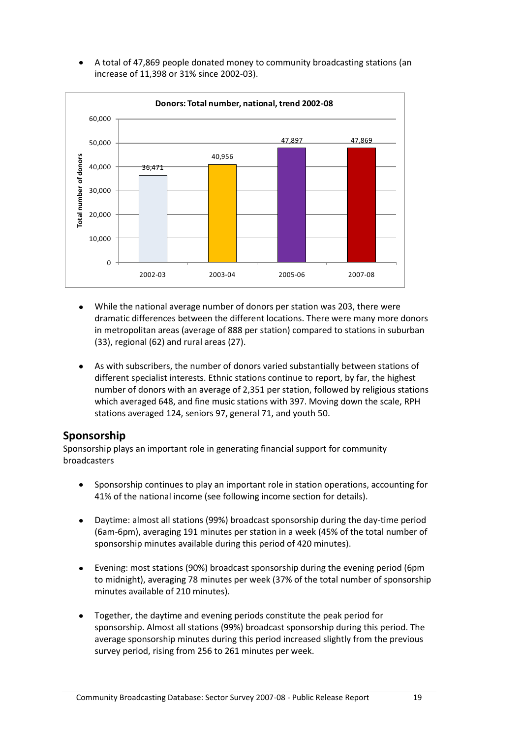- A total of 47,869 people donated money to community broadcasting stations (an increase of 11,398 or 31% since 2002-03).

**Donors: Total number, national, trend 2002-08**

| Year | Total number of donors |
|---|---|
| 2002-03 | 36,471 |
| 2003-04 | 40,956 |
| 2005-06 | 47,897 |
| 2007-08 | 47,869 |

- While the national average number of donors per station was 203, there were dramatic differences between the different locations. There were many more donors in metropolitan areas (average of 888 per station) compared to stations in suburban (33), regional (62) and rural areas (27).

- As with subscribers, the number of donors varied substantially between stations of different specialist interests. Ethnic stations continue to report, by far, the highest number of donors with an average of 2,351 per station, followed by religious stations which averaged 648, and fine music stations with 397. Moving down the scale, RPH stations averaged 124, seniors 97, general 71, and youth 50.

## Sponsorship

Sponsorship plays an important role in generating financial support for community broadcasters

- Sponsorship continues to play an important role in station operations, accounting for 41% of the national income (see following income section for details).

- Daytime: almost all stations (99%) broadcast sponsorship during the day-time period (6am-6pm), averaging 191 minutes per station in a week (45% of the total number of sponsorship minutes available during this period of 420 minutes).

- Evening: most stations (90%) broadcast sponsorship during the evening period (6pm to midnight), averaging 78 minutes per week (37% of the total number of sponsorship minutes available of 210 minutes).

- Together, the daytime and evening periods constitute the peak period for sponsorship. Almost all stations (99%) broadcast sponsorship during this period. The average sponsorship minutes during this period increased slightly from the previous survey period, rising from 256 to 261 minutes per week.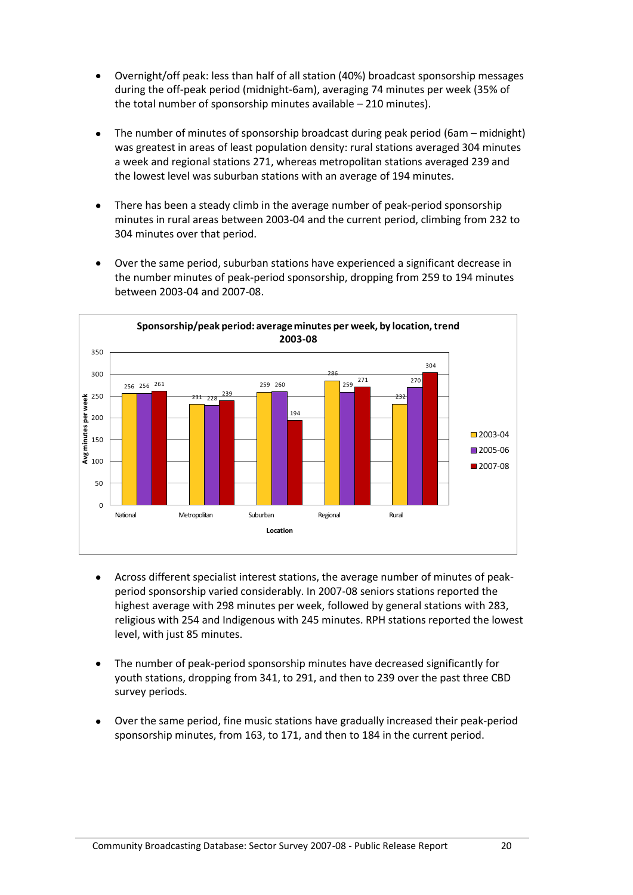- Overnight/off peak: less than half of all station (40%) broadcast sponsorship messages during the off-peak period (midnight-6am), averaging 74 minutes per week (35% of the total number of sponsorship minutes available – 210 minutes).

- The number of minutes of sponsorship broadcast during peak period (6am – midnight) was greatest in areas of least population density: rural stations averaged 304 minutes a week and regional stations 271, whereas metropolitan stations averaged 239 and the lowest level was suburban stations with an average of 194 minutes.

- There has been a steady climb in the average number of peak-period sponsorship minutes in rural areas between 2003-04 and the current period, climbing from 232 to 304 minutes over that period.

- Over the same period, suburban stations have experienced a significant decrease in the number minutes of peak-period sponsorship, dropping from 259 to 194 minutes between 2003-04 and 2007-08.

**Sponsorship/peak period: average minutes per week, by location, trend 2003-08**

| Location | 2003-04 | 2005-06 | 2007-08 |
|---|---|---|---|
| National | 256 | 256 | 261 |
| Metropolitan | 231 | 228 | 239 |
| Suburban | 259 | 260 | 194 |
| Regional | 286 | 259 | 271 |
| Rural | 232 | 270 | 304 |

- Across different specialist interest stations, the average number of minutes of peak-period sponsorship varied considerably. In 2007-08 seniors stations reported the highest average with 298 minutes per week, followed by general stations with 283, religious with 254 and Indigenous with 245 minutes. RPH stations reported the lowest level, with just 85 minutes.

- The number of peak-period sponsorship minutes have decreased significantly for youth stations, dropping from 341, to 291, and then to 239 over the past three CBD survey periods.

- Over the same period, fine music stations have gradually increased their peak-period sponsorship minutes, from 163, to 171, and then to 184 in the current period.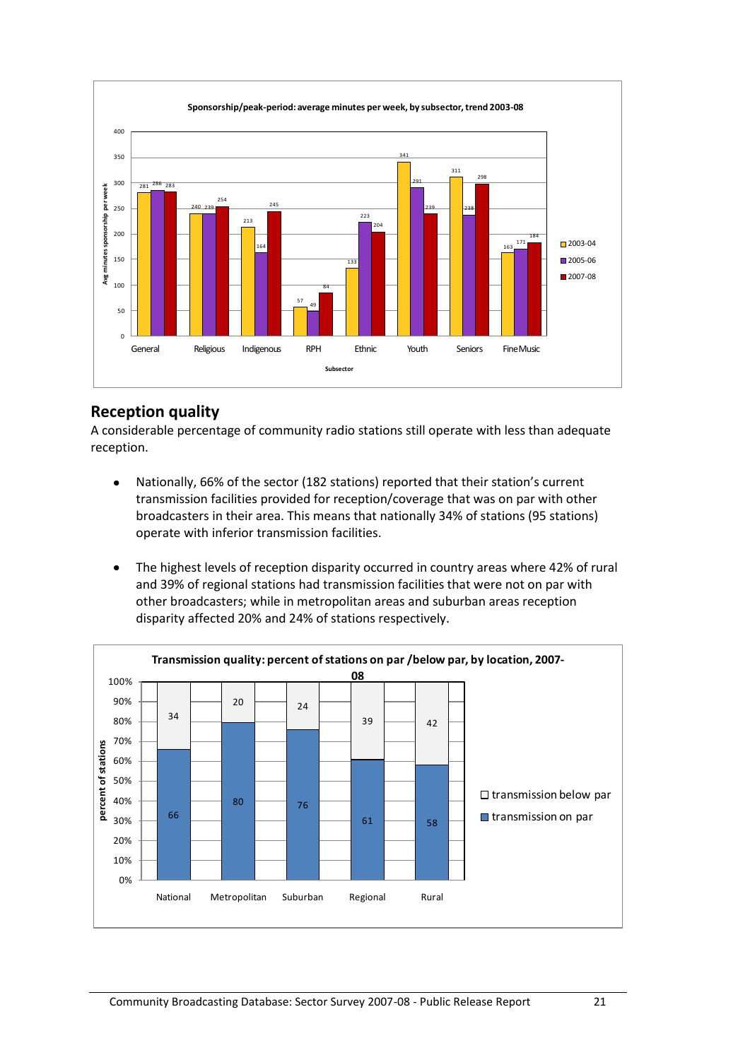**Sponsorship/peak-period: average minutes per week, by subsector, trend 2003-08**

| Subsector | 2003-04 | 2005-06 | 2007-08 |
|---|---|---|---|
| General | 281 | 286 | 283 |
| Religious | 240 | 239 | 254 |
| Indigenous | 213 | 164 | 245 |
| RPH | 57 | 49 | 84 |
| Ethnic | 133 | 223 | 204 |
| Youth | 341 | 291 | 239 |
| Seniors | 311 | 238 | 298 |
| Fine Music | 163 | 171 | 184 |

## Reception quality

A considerable percentage of community radio stations still operate with less than adequate reception.

- Nationally, 66% of the sector (182 stations) reported that their station's current transmission facilities provided for reception/coverage that was on par with other broadcasters in their area. This means that nationally 34% of stations (95 stations) operate with inferior transmission facilities.
- The highest levels of reception disparity occurred in country areas where 42% of rural and 39% of regional stations had transmission facilities that were not on par with other broadcasters; while in metropolitan areas and suburban areas reception disparity affected 20% and 24% of stations respectively.

**Transmission quality: percent of stations on par /below par, by location, 2007-08**

| Location | transmission on par | transmission below par |
|---|---|---|
| National | 66 | 34 |
| Metropolitan | 80 | 20 |
| Suburban | 76 | 24 |
| Regional | 61 | 39 |
| Rural | 58 | 42 |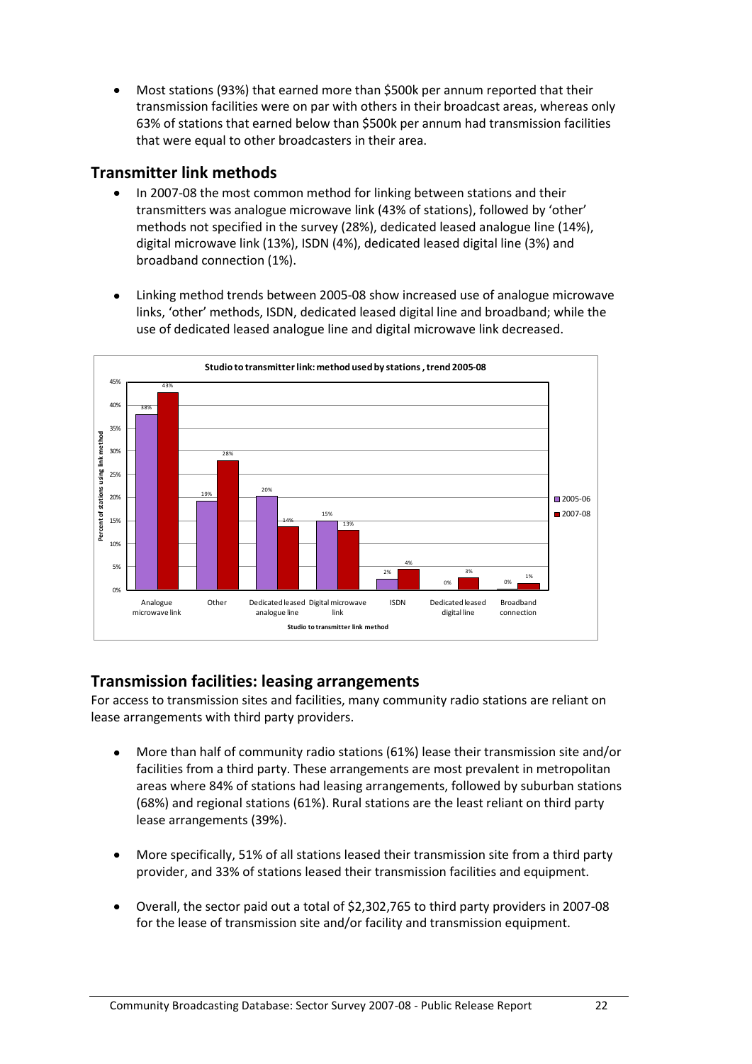- Most stations (93%) that earned more than $500k per annum reported that their transmission facilities were on par with others in their broadcast areas, whereas only 63% of stations that earned below than $500k per annum had transmission facilities that were equal to other broadcasters in their area.

## Transmitter link methods

- In 2007-08 the most common method for linking between stations and their transmitters was analogue microwave link (43% of stations), followed by 'other' methods not specified in the survey (28%), dedicated leased analogue line (14%), digital microwave link (13%), ISDN (4%), dedicated leased digital line (3%) and broadband connection (1%).
- Linking method trends between 2005-08 show increased use of analogue microwave links, 'other' methods, ISDN, dedicated leased digital line and broadband; while the use of dedicated leased analogue line and digital microwave link decreased.

**Studio to transmitter link: method used by stations, trend 2005-08**

| Studio to transmitter link method | 2005-06 | 2007-08 |
|---|---|---|
| Analogue microwave link | 38% | 43% |
| Other | 19% | 28% |
| Dedicated leased analogue line | 20% | 14% |
| Digital microwave link | 15% | 13% |
| ISDN | 2% | 4% |
| Dedicated leased digital line | 0% | 3% |
| Broadband connection | 0% | 1% |

## Transmission facilities: leasing arrangements

For access to transmission sites and facilities, many community radio stations are reliant on lease arrangements with third party providers.

- More than half of community radio stations (61%) lease their transmission site and/or facilities from a third party. These arrangements are most prevalent in metropolitan areas where 84% of stations had leasing arrangements, followed by suburban stations (68%) and regional stations (61%). Rural stations are the least reliant on third party lease arrangements (39%).
- More specifically, 51% of all stations leased their transmission site from a third party provider, and 33% of stations leased their transmission facilities and equipment.
- Overall, the sector paid out a total of $2,302,765 to third party providers in 2007-08 for the lease of transmission site and/or facility and transmission equipment.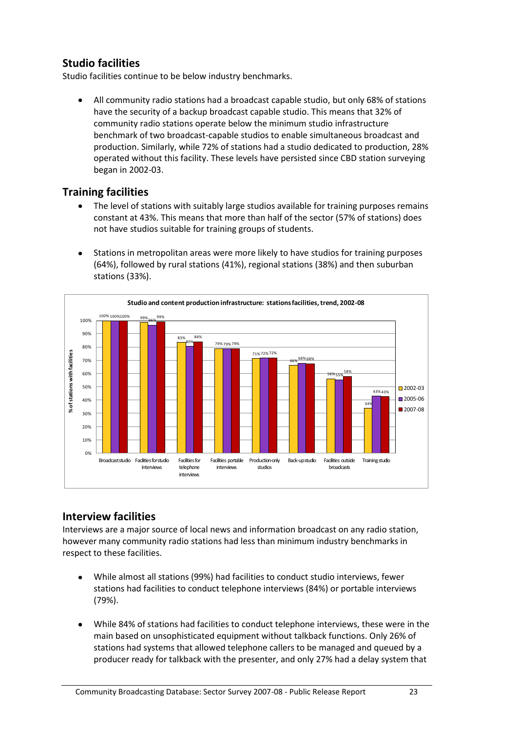## Studio facilities

Studio facilities continue to be below industry benchmarks.

- All community radio stations had a broadcast capable studio, but only 68% of stations have the security of a backup broadcast capable studio. This means that 32% of community radio stations operate below the minimum studio infrastructure benchmark of two broadcast-capable studios to enable simultaneous broadcast and production. Similarly, while 72% of stations had a studio dedicated to production, 28% operated without this facility. These levels have persisted since CBD station surveying began in 2002-03.

## Training facilities

- The level of stations with suitably large studios available for training purposes remains constant at 43%. This means that more than half of the sector (57% of stations) does not have studios suitable for training groups of students.
- Stations in metropolitan areas were more likely to have studios for training purposes (64%), followed by rural stations (41%), regional stations (38%) and then suburban stations (33%).

**Studio and content production infrastructure: stations facilities, trend, 2002-08**

| % of stations with facilities | 2002-03 | 2005-06 | 2007-08 |
|---|---|---|---|
| Broadcast studio | 100% | 100% | 100% |
| Facilities for studio interviews | 99% | 96% | 99% |
| Facilities for telephone interviews | 83% | 80% | 84% |
| Facilities portable interviews | 79% | 79% | 79% |
| Production-only studios | 71% | 72% | 72% |
| Back-up studio | 66% | 68% | 68% |
| Facilities outside broadcasts | 56% | 55% | 58% |
| Training studio | 34% | 43% | 43% |

## Interview facilities

Interviews are a major source of local news and information broadcast on any radio station, however many community radio stations had less than minimum industry benchmarks in respect to these facilities.

- While almost all stations (99%) had facilities to conduct studio interviews, fewer stations had facilities to conduct telephone interviews (84%) or portable interviews (79%).
- While 84% of stations had facilities to conduct telephone interviews, these were in the main based on unsophisticated equipment without talkback functions. Only 26% of stations had systems that allowed telephone callers to be managed and queued by a producer ready for talkback with the presenter, and only 27% had a delay system that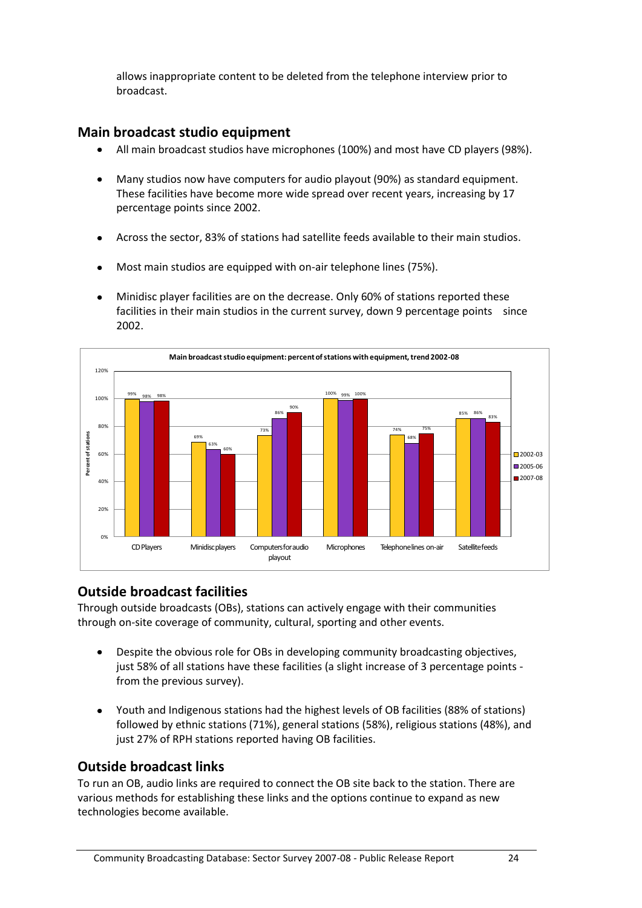allows inappropriate content to be deleted from the telephone interview prior to broadcast.

## Main broadcast studio equipment

- All main broadcast studios have microphones (100%) and most have CD players (98%).
- Many studios now have computers for audio playout (90%) as standard equipment. These facilities have become more wide spread over recent years, increasing by 17 percentage points since 2002.
- Across the sector, 83% of stations had satellite feeds available to their main studios.
- Most main studios are equipped with on-air telephone lines (75%).
- Minidisc player facilities are on the decrease. Only 60% of stations reported these facilities in their main studios in the current survey, down 9 percentage points since 2002.

**Main broadcast studio equipment: percent of stations with equipment, trend 2002-08**

| Equipment | 2002-03 | 2005-06 | 2007-08 |
|---|---|---|---|
| CD Players | 99% | 98% | 98% |
| Minidisc players | 69% | 63% | 60% |
| Computers for audio playout | 73% | 86% | 90% |
| Microphones | 100% | 99% | 100% |
| Telephone lines on-air | 74% | 68% | 75% |
| Satellite feeds | 85% | 86% | 83% |

## Outside broadcast facilities

Through outside broadcasts (OBs), stations can actively engage with their communities through on-site coverage of community, cultural, sporting and other events.

- Despite the obvious role for OBs in developing community broadcasting objectives, just 58% of all stations have these facilities (a slight increase of 3 percentage points - from the previous survey).
- Youth and Indigenous stations had the highest levels of OB facilities (88% of stations) followed by ethnic stations (71%), general stations (58%), religious stations (48%), and just 27% of RPH stations reported having OB facilities.

## Outside broadcast links

To run an OB, audio links are required to connect the OB site back to the station. There are various methods for establishing these links and the options continue to expand as new technologies become available.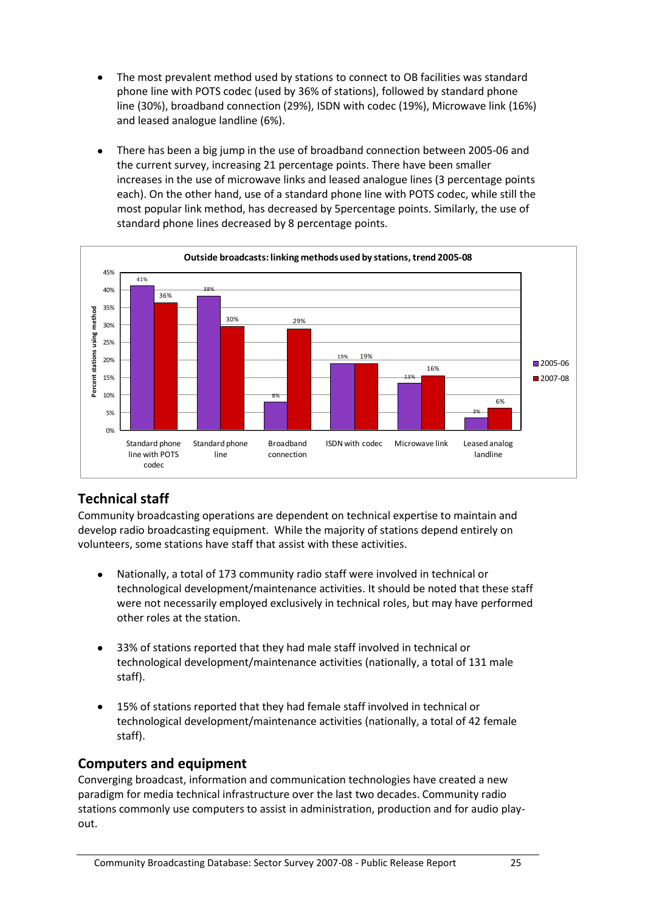- The most prevalent method used by stations to connect to OB facilities was standard phone line with POTS codec (used by 36% of stations), followed by standard phone line (30%), broadband connection (29%), ISDN with codec (19%), Microwave link (16%) and leased analogue landline (6%).

- There has been a big jump in the use of broadband connection between 2005-06 and the current survey, increasing 21 percentage points. There have been smaller increases in the use of microwave links and leased analogue lines (3 percentage points each). On the other hand, use of a standard phone line with POTS codec, while still the most popular link method, has decreased by 5percentage points. Similarly, the use of standard phone lines decreased by 8 percentage points.

**Outside broadcasts: linking methods used by stations, trend 2005-08**

| Linking method | 2005-06 | 2007-08 |
|---|---|---|
| Standard phone line with POTS codec | 41% | 36% |
| Standard phone line | 38% | 30% |
| Broadband connection | 8% | 29% |
| ISDN with codec | 19% | 19% |
| Microwave link | 13% | 16% |
| Leased analog landline | 3% | 6% |

## Technical staff

Community broadcasting operations are dependent on technical expertise to maintain and develop radio broadcasting equipment. While the majority of stations depend entirely on volunteers, some stations have staff that assist with these activities.

- Nationally, a total of 173 community radio staff were involved in technical or technological development/maintenance activities. It should be noted that these staff were not necessarily employed exclusively in technical roles, but may have performed other roles at the station.

- 33% of stations reported that they had male staff involved in technical or technological development/maintenance activities (nationally, a total of 131 male staff).

- 15% of stations reported that they had female staff involved in technical or technological development/maintenance activities (nationally, a total of 42 female staff).

## Computers and equipment

Converging broadcast, information and communication technologies have created a new paradigm for media technical infrastructure over the last two decades. Community radio stations commonly use computers to assist in administration, production and for audio play-out.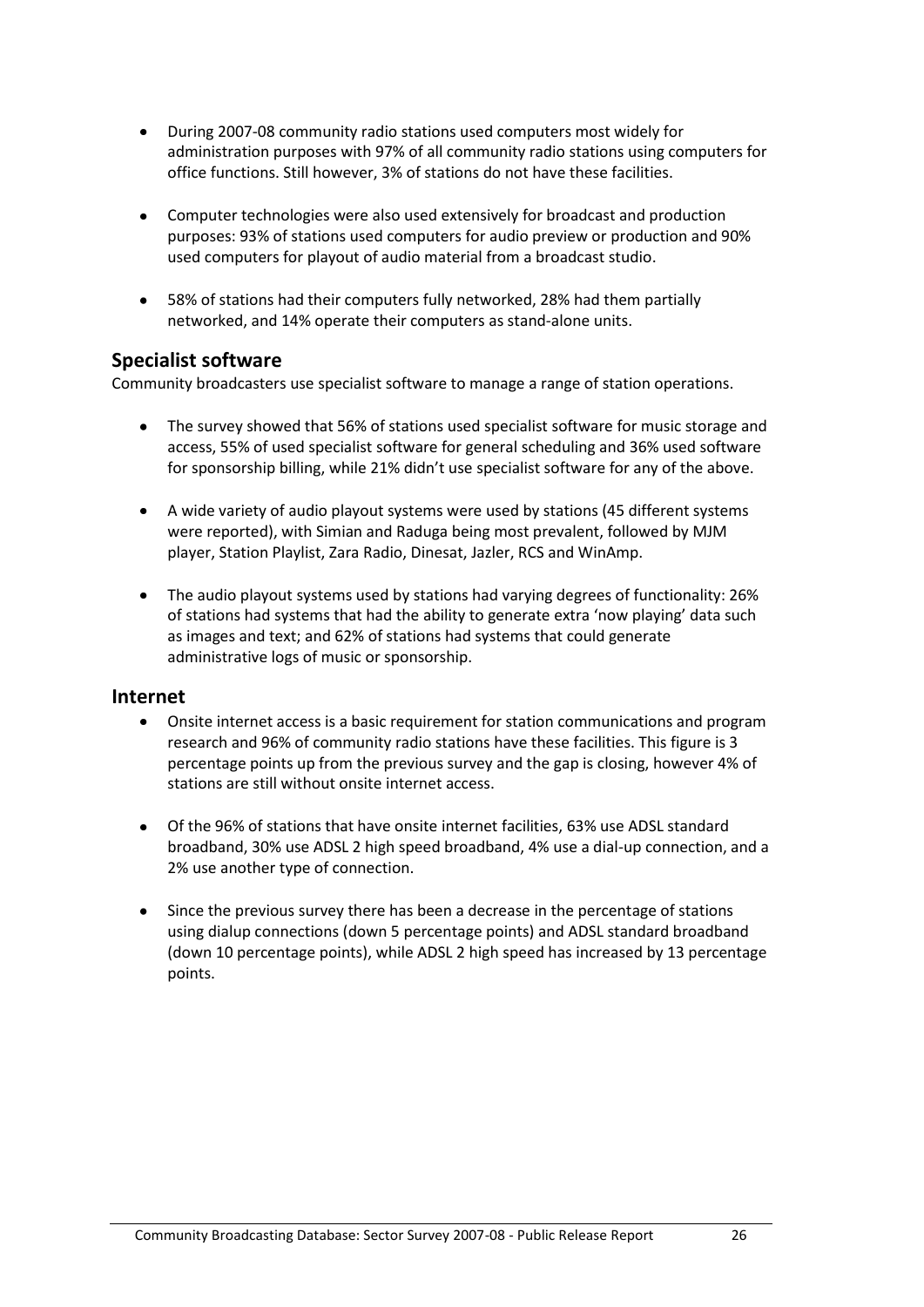- During 2007-08 community radio stations used computers most widely for administration purposes with 97% of all community radio stations using computers for office functions. Still however, 3% of stations do not have these facilities.

- Computer technologies were also used extensively for broadcast and production purposes: 93% of stations used computers for audio preview or production and 90% used computers for playout of audio material from a broadcast studio.

- 58% of stations had their computers fully networked, 28% had them partially networked, and 14% operate their computers as stand-alone units.

## Specialist software

Community broadcasters use specialist software to manage a range of station operations.

- The survey showed that 56% of stations used specialist software for music storage and access, 55% of used specialist software for general scheduling and 36% used software for sponsorship billing, while 21% didn't use specialist software for any of the above.

- A wide variety of audio playout systems were used by stations (45 different systems were reported), with Simian and Raduga being most prevalent, followed by MJM player, Station Playlist, Zara Radio, Dinesat, Jazler, RCS and WinAmp.

- The audio playout systems used by stations had varying degrees of functionality: 26% of stations had systems that had the ability to generate extra 'now playing' data such as images and text; and 62% of stations had systems that could generate administrative logs of music or sponsorship.

## Internet

- Onsite internet access is a basic requirement for station communications and program research and 96% of community radio stations have these facilities. This figure is 3 percentage points up from the previous survey and the gap is closing, however 4% of stations are still without onsite internet access.

- Of the 96% of stations that have onsite internet facilities, 63% use ADSL standard broadband, 30% use ADSL 2 high speed broadband, 4% use a dial-up connection, and a 2% use another type of connection.

- Since the previous survey there has been a decrease in the percentage of stations using dialup connections (down 5 percentage points) and ADSL standard broadband (down 10 percentage points), while ADSL 2 high speed has increased by 13 percentage points.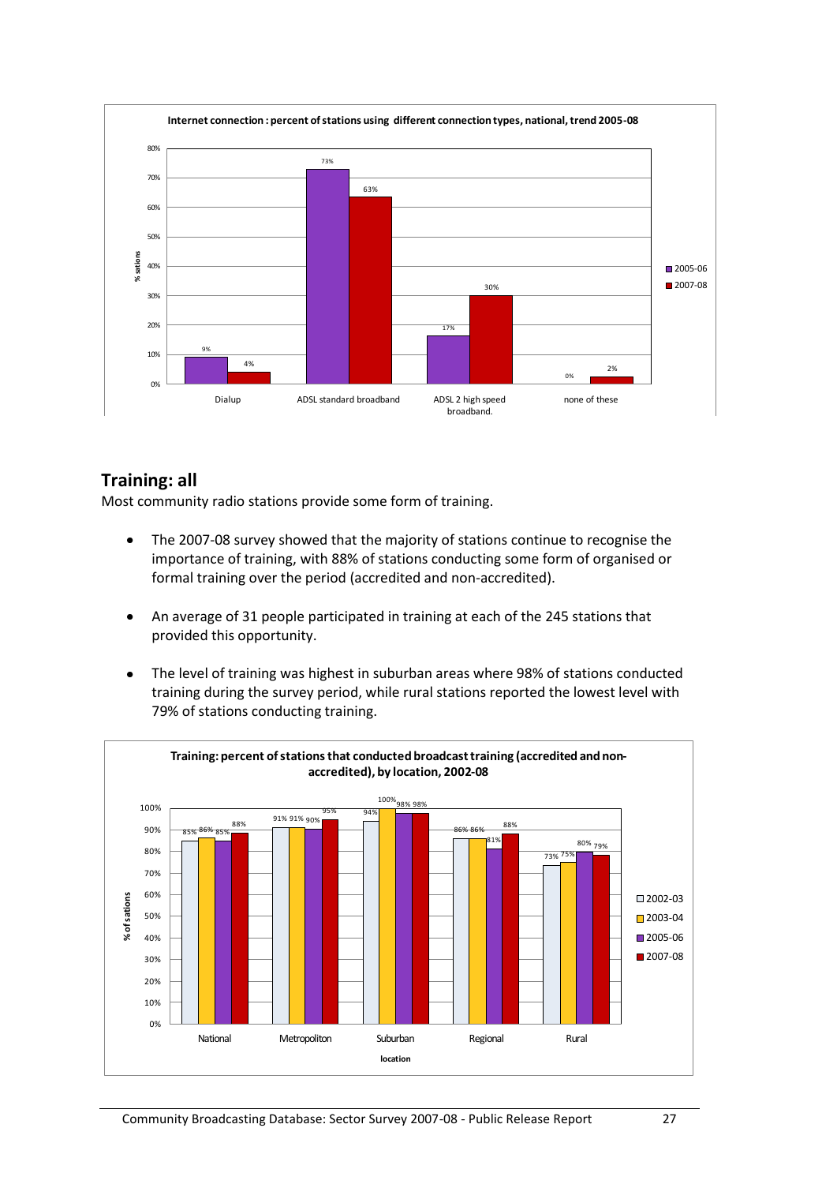**Internet connection : percent of stations using different connection types, national, trend 2005-08**

| Connection type | 2005-06 | 2007-08 |
|---|---|---|
| Dialup | 9% | 4% |
| ADSL standard broadband | 73% | 63% |
| ADSL 2 high speed broadband. | 17% | 30% |
| none of these | 0% | 2% |

## Training: all

Most community radio stations provide some form of training.

- The 2007-08 survey showed that the majority of stations continue to recognise the importance of training, with 88% of stations conducting some form of organised or formal training over the period (accredited and non-accredited).
- An average of 31 people participated in training at each of the 245 stations that provided this opportunity.
- The level of training was highest in suburban areas where 98% of stations conducted training during the survey period, while rural stations reported the lowest level with 79% of stations conducting training.

**Training: percent of stations that conducted broadcast training (accredited and non-accredited), by location, 2002-08**

| location | 2002-03 | 2003-04 | 2005-06 | 2007-08 |
|---|---|---|---|---|
| National | 85% | 86% | 85% | 88% |
| Metropoliton | 91% | 91% | 90% | 95% |
| Suburban | 94% | 100% | 98% | 98% |
| Regional | 86% | 86% | 81% | 88% |
| Rural | 73% | 75% | 80% | 79% |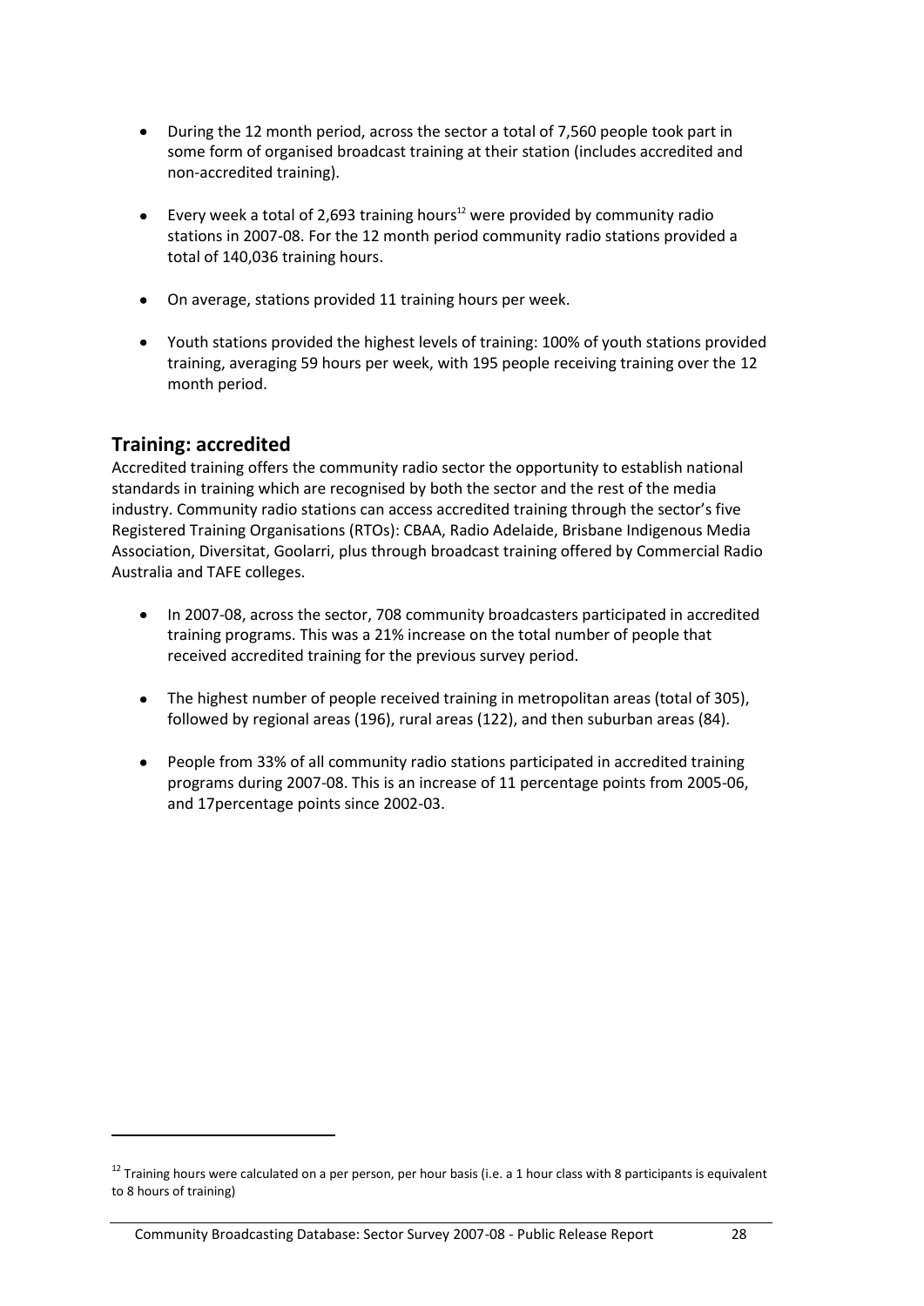- During the 12 month period, across the sector a total of 7,560 people took part in some form of organised broadcast training at their station (includes accredited and non-accredited training).
- Every week a total of 2,693 training hours[12] were provided by community radio stations in 2007-08. For the 12 month period community radio stations provided a total of 140,036 training hours.
- On average, stations provided 11 training hours per week.
- Youth stations provided the highest levels of training: 100% of youth stations provided training, averaging 59 hours per week, with 195 people receiving training over the 12 month period.

## Training: accredited

Accredited training offers the community radio sector the opportunity to establish national standards in training which are recognised by both the sector and the rest of the media industry. Community radio stations can access accredited training through the sector's five Registered Training Organisations (RTOs): CBAA, Radio Adelaide, Brisbane Indigenous Media Association, Diversitat, Goolarri, plus through broadcast training offered by Commercial Radio Australia and TAFE colleges.

- In 2007-08, across the sector, 708 community broadcasters participated in accredited training programs. This was a 21% increase on the total number of people that received accredited training for the previous survey period.
- The highest number of people received training in metropolitan areas (total of 305), followed by regional areas (196), rural areas (122), and then suburban areas (84).
- People from 33% of all community radio stations participated in accredited training programs during 2007-08. This is an increase of 11 percentage points from 2005-06, and 17percentage points since 2002-03.

[12] Training hours were calculated on a per person, per hour basis (i.e. a 1 hour class with 8 participants is equivalent to 8 hours of training)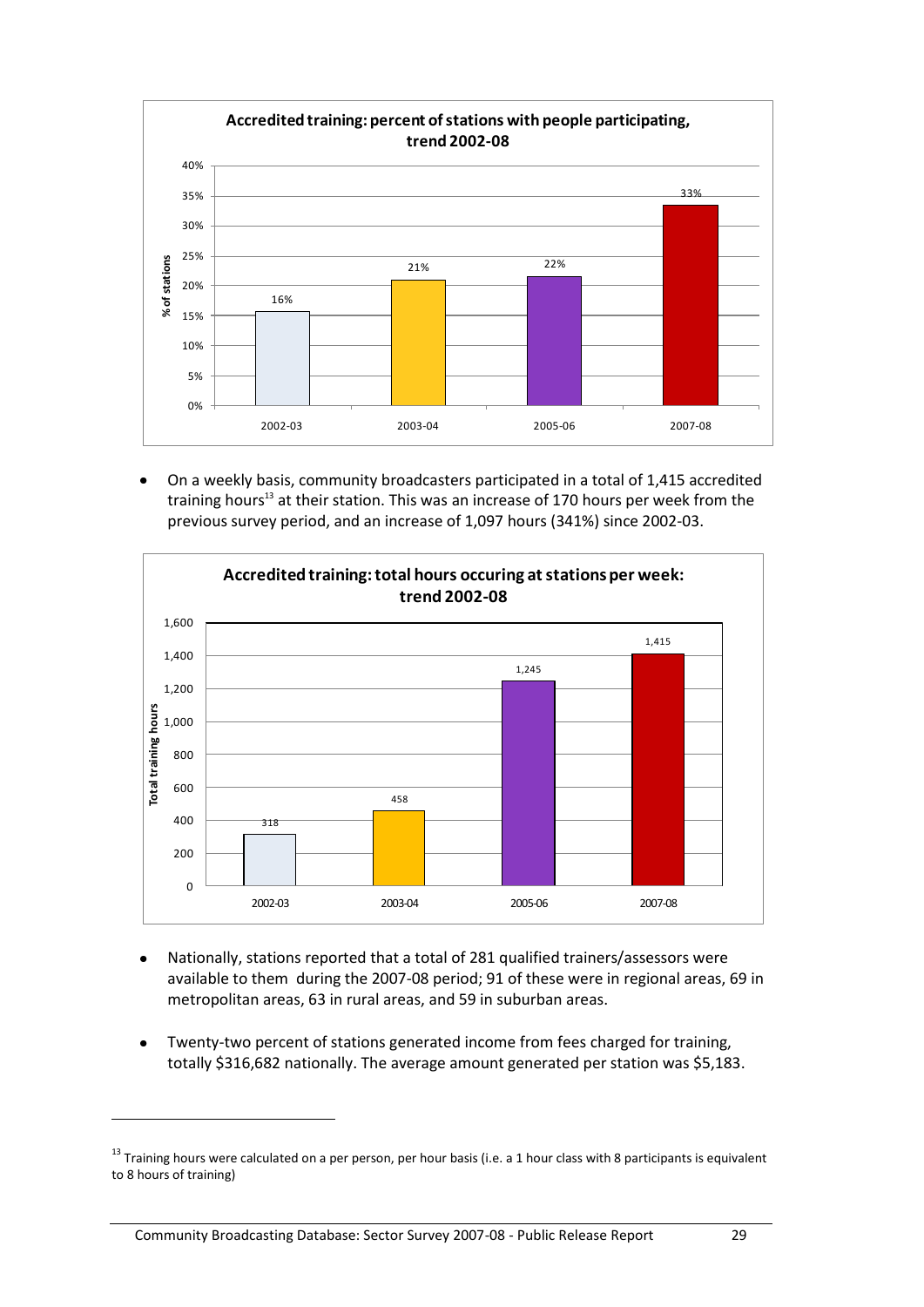**Accredited training: percent of stations with people participating, trend 2002-08**

| Year | % of stations |
|---|---|
| 2002-03 | 16% |
| 2003-04 | 21% |
| 2005-06 | 22% |
| 2007-08 | 33% |

- On a weekly basis, community broadcasters participated in a total of 1,415 accredited training hours[13] at their station. This was an increase of 170 hours per week from the previous survey period, and an increase of 1,097 hours (341%) since 2002-03.

**Accredited training: total hours occuring at stations per week: trend 2002-08**

| Year | Total training hours |
|---|---|
| 2002-03 | 318 |
| 2003-04 | 458 |
| 2005-06 | 1,245 |
| 2007-08 | 1,415 |

- Nationally, stations reported that a total of 281 qualified trainers/assessors were available to them during the 2007-08 period; 91 of these were in regional areas, 69 in metropolitan areas, 63 in rural areas, and 59 in suburban areas.

- Twenty-two percent of stations generated income from fees charged for training, totally $316,682 nationally. The average amount generated per station was $5,183.

---

[13] Training hours were calculated on a per person, per hour basis (i.e. a 1 hour class with 8 participants is equivalent to 8 hours of training)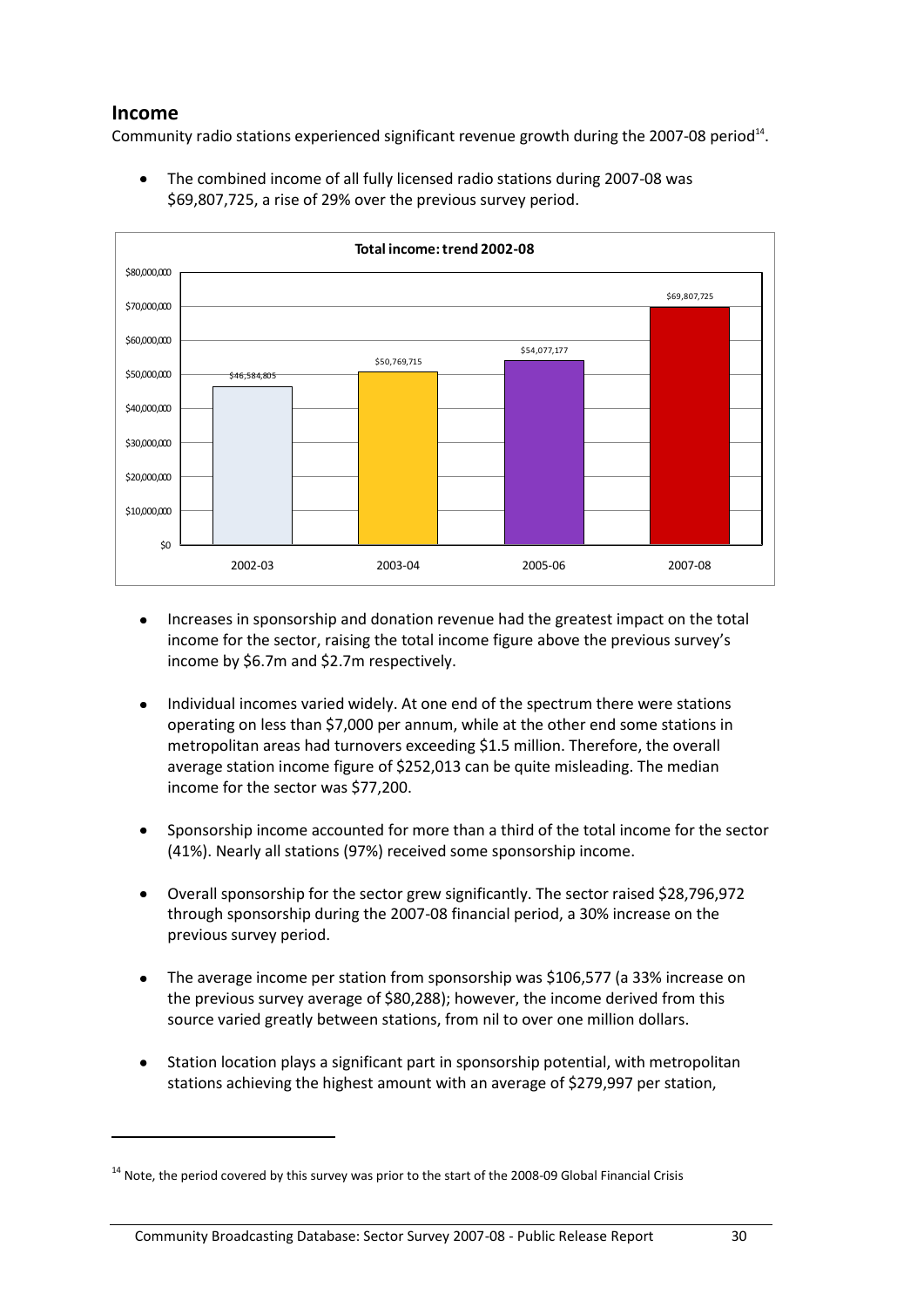## Income

Community radio stations experienced significant revenue growth during the 2007-08 period[14].

- The combined income of all fully licensed radio stations during 2007-08 was $69,807,725, a rise of 29% over the previous survey period.

**Total income: trend 2002-08**

| Period | Total income |
|---|---|
| 2002-03 | $46,584,805 |
| 2003-04 | $50,769,715 |
| 2005-06 | $54,077,177 |
| 2007-08 | $69,807,725 |

- Increases in sponsorship and donation revenue had the greatest impact on the total income for the sector, raising the total income figure above the previous survey's income by $6.7m and $2.7m respectively.

- Individual incomes varied widely. At one end of the spectrum there were stations operating on less than $7,000 per annum, while at the other end some stations in metropolitan areas had turnovers exceeding $1.5 million. Therefore, the overall average station income figure of $252,013 can be quite misleading. The median income for the sector was $77,200.

- Sponsorship income accounted for more than a third of the total income for the sector (41%). Nearly all stations (97%) received some sponsorship income.

- Overall sponsorship for the sector grew significantly. The sector raised $28,796,972 through sponsorship during the 2007-08 financial period, a 30% increase on the previous survey period.

- The average income per station from sponsorship was $106,577 (a 33% increase on the previous survey average of $80,288); however, the income derived from this source varied greatly between stations, from nil to over one million dollars.

- Station location plays a significant part in sponsorship potential, with metropolitan stations achieving the highest amount with an average of $279,997 per station,

[14] Note, the period covered by this survey was prior to the start of the 2008-09 Global Financial Crisis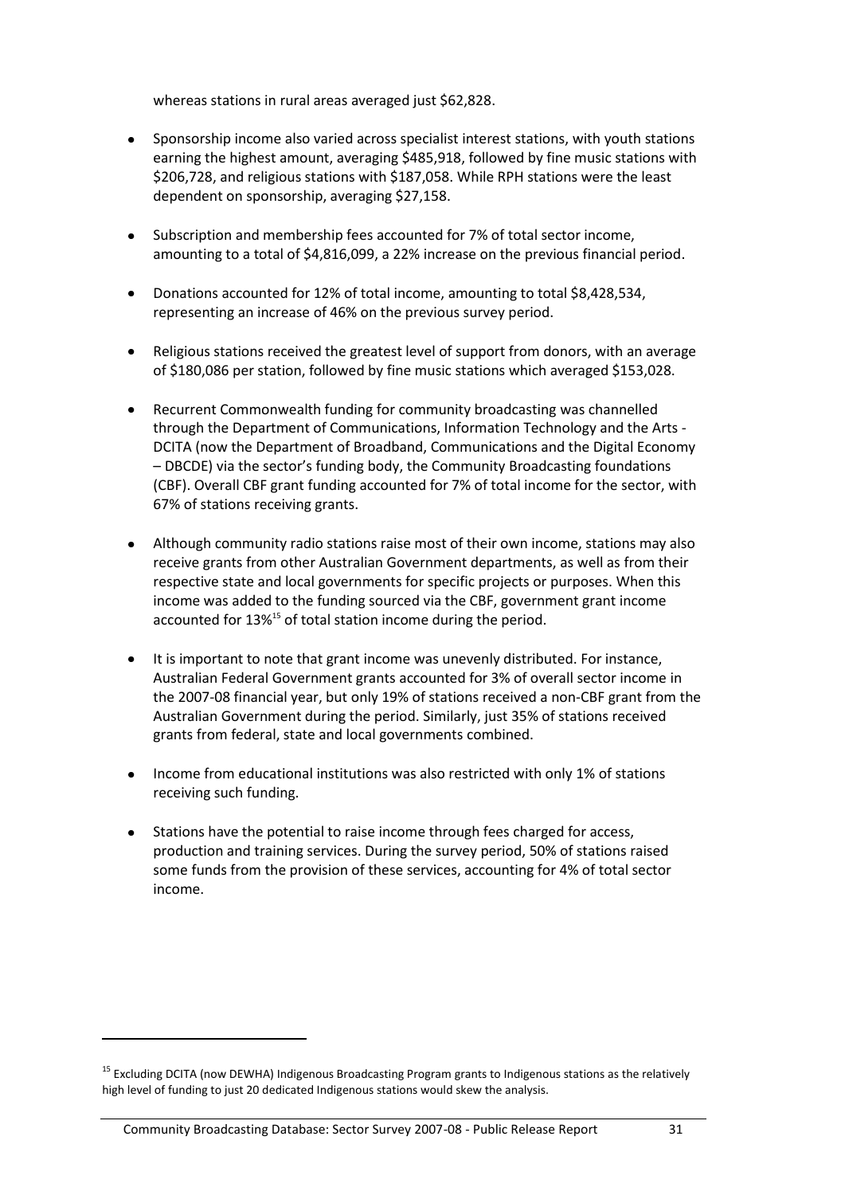whereas stations in rural areas averaged just $62,828.

- Sponsorship income also varied across specialist interest stations, with youth stations earning the highest amount, averaging $485,918, followed by fine music stations with $206,728, and religious stations with $187,058. While RPH stations were the least dependent on sponsorship, averaging $27,158.

- Subscription and membership fees accounted for 7% of total sector income, amounting to a total of $4,816,099, a 22% increase on the previous financial period.

- Donations accounted for 12% of total income, amounting to total $8,428,534, representing an increase of 46% on the previous survey period.

- Religious stations received the greatest level of support from donors, with an average of $180,086 per station, followed by fine music stations which averaged $153,028.

- Recurrent Commonwealth funding for community broadcasting was channelled through the Department of Communications, Information Technology and the Arts - DCITA (now the Department of Broadband, Communications and the Digital Economy – DBCDE) via the sector's funding body, the Community Broadcasting foundations (CBF). Overall CBF grant funding accounted for 7% of total income for the sector, with 67% of stations receiving grants.

- Although community radio stations raise most of their own income, stations may also receive grants from other Australian Government departments, as well as from their respective state and local governments for specific projects or purposes. When this income was added to the funding sourced via the CBF, government grant income accounted for 13%[15] of total station income during the period.

- It is important to note that grant income was unevenly distributed. For instance, Australian Federal Government grants accounted for 3% of overall sector income in the 2007-08 financial year, but only 19% of stations received a non-CBF grant from the Australian Government during the period. Similarly, just 35% of stations received grants from federal, state and local governments combined.

- Income from educational institutions was also restricted with only 1% of stations receiving such funding.

- Stations have the potential to raise income through fees charged for access, production and training services. During the survey period, 50% of stations raised some funds from the provision of these services, accounting for 4% of total sector income.

[15] Excluding DCITA (now DEWHA) Indigenous Broadcasting Program grants to Indigenous stations as the relatively high level of funding to just 20 dedicated Indigenous stations would skew the analysis.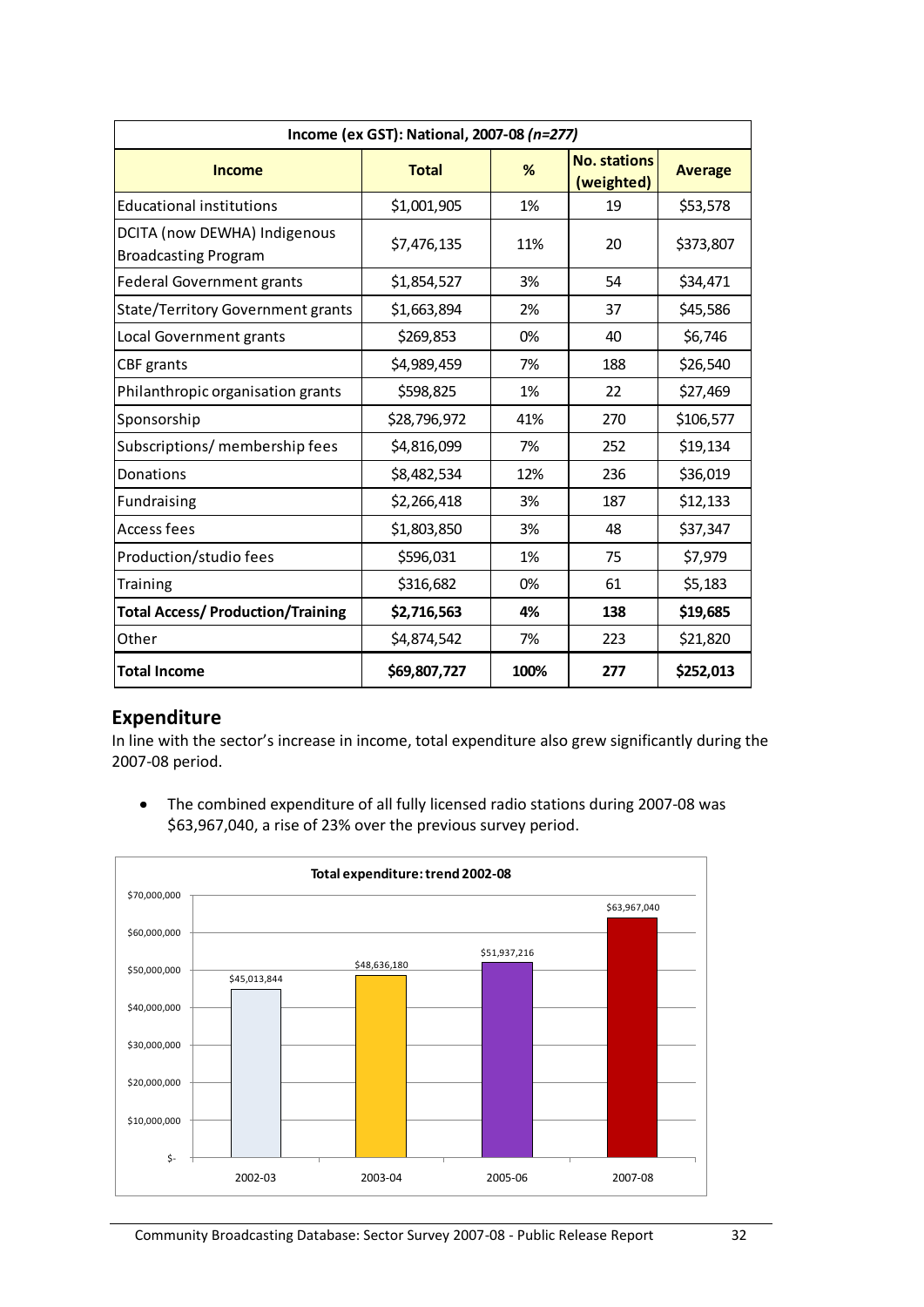| Income (ex GST): National, 2007-08 *(n=277)* | | | | |
|---|---|---|---|---|
| **Income** | **Total** | **%** | **No. stations (weighted)** | **Average** |
| Educational institutions | $1,001,905 | 1% | 19 | $53,578 |
| DCITA (now DEWHA) Indigenous Broadcasting Program | $7,476,135 | 11% | 20 | $373,807 |
| Federal Government grants | $1,854,527 | 3% | 54 | $34,471 |
| State/Territory Government grants | $1,663,894 | 2% | 37 | $45,586 |
| Local Government grants | $269,853 | 0% | 40 | $6,746 |
| CBF grants | $4,989,459 | 7% | 188 | $26,540 |
| Philanthropic organisation grants | $598,825 | 1% | 22 | $27,469 |
| Sponsorship | $28,796,972 | 41% | 270 | $106,577 |
| Subscriptions/ membership fees | $4,816,099 | 7% | 252 | $19,134 |
| Donations | $8,482,534 | 12% | 236 | $36,019 |
| Fundraising | $2,266,418 | 3% | 187 | $12,133 |
| Access fees | $1,803,850 | 3% | 48 | $37,347 |
| Production/studio fees | $596,031 | 1% | 75 | $7,979 |
| Training | $316,682 | 0% | 61 | $5,183 |
| **Total Access/ Production/Training** | **$2,716,563** | **4%** | **138** | **$19,685** |
| Other | $4,874,542 | 7% | 223 | $21,820 |
| **Total Income** | **$69,807,727** | **100%** | **277** | **$252,013** |

## Expenditure

In line with the sector's increase in income, total expenditure also grew significantly during the 2007-08 period.

- The combined expenditure of all fully licensed radio stations during 2007-08 was $63,967,040, a rise of 23% over the previous survey period.

**Total expenditure: trend 2002-08**

| Year | Total expenditure |
|---|---|
| 2002-03 | $45,013,844 |
| 2003-04 | $48,636,180 |
| 2005-06 | $51,937,216 |
| 2007-08 | $63,967,040 |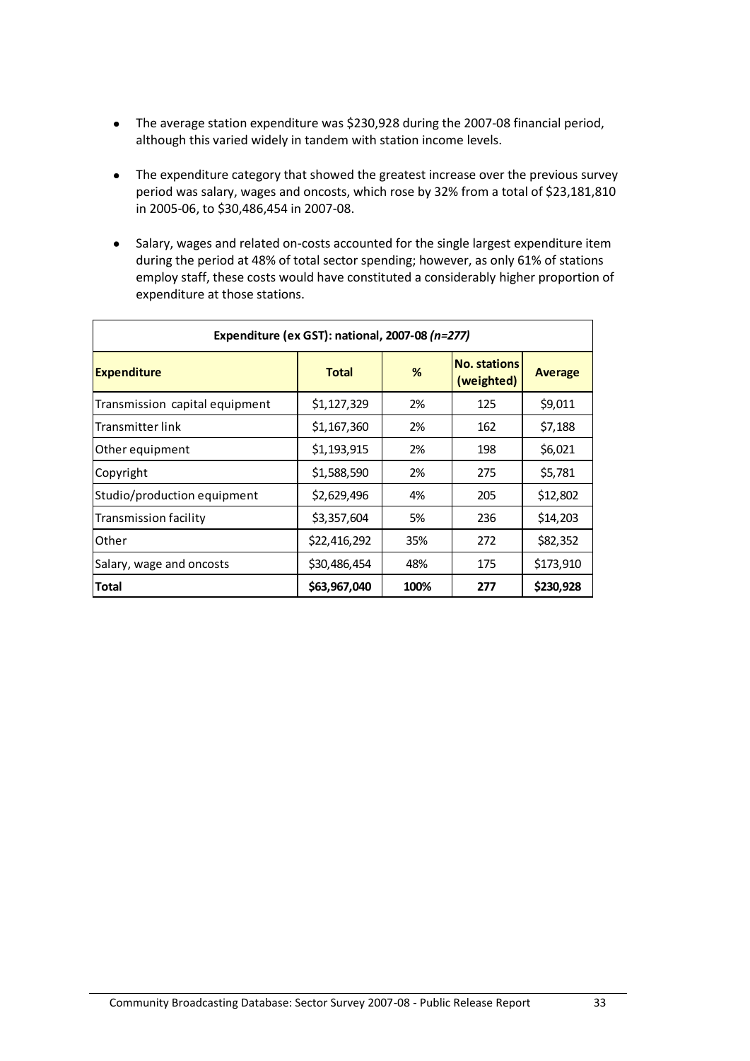- The average station expenditure was $230,928 during the 2007-08 financial period, although this varied widely in tandem with station income levels.
- The expenditure category that showed the greatest increase over the previous survey period was salary, wages and oncosts, which rose by 32% from a total of $23,181,810 in 2005-06, to $30,486,454 in 2007-08.
- Salary, wages and related on-costs accounted for the single largest expenditure item during the period at 48% of total sector spending; however, as only 61% of stations employ staff, these costs would have constituted a considerably higher proportion of expenditure at those stations.

| Expenditure (ex GST): national, 2007-08 *(n=277)* | | | | |
|---|---|---|---|---|
| **Expenditure** | **Total** | **%** | **No. stations (weighted)** | **Average** |
| Transmission capital equipment | $1,127,329 | 2% | 125 | $9,011 |
| Transmitter link | $1,167,360 | 2% | 162 | $7,188 |
| Other equipment | $1,193,915 | 2% | 198 | $6,021 |
| Copyright | $1,588,590 | 2% | 275 | $5,781 |
| Studio/production equipment | $2,629,496 | 4% | 205 | $12,802 |
| Transmission facility | $3,357,604 | 5% | 236 | $14,203 |
| Other | $22,416,292 | 35% | 272 | $82,352 |
| Salary, wage and oncosts | $30,486,454 | 48% | 175 | $173,910 |
| **Total** | **$63,967,040** | **100%** | **277** | **$230,928** |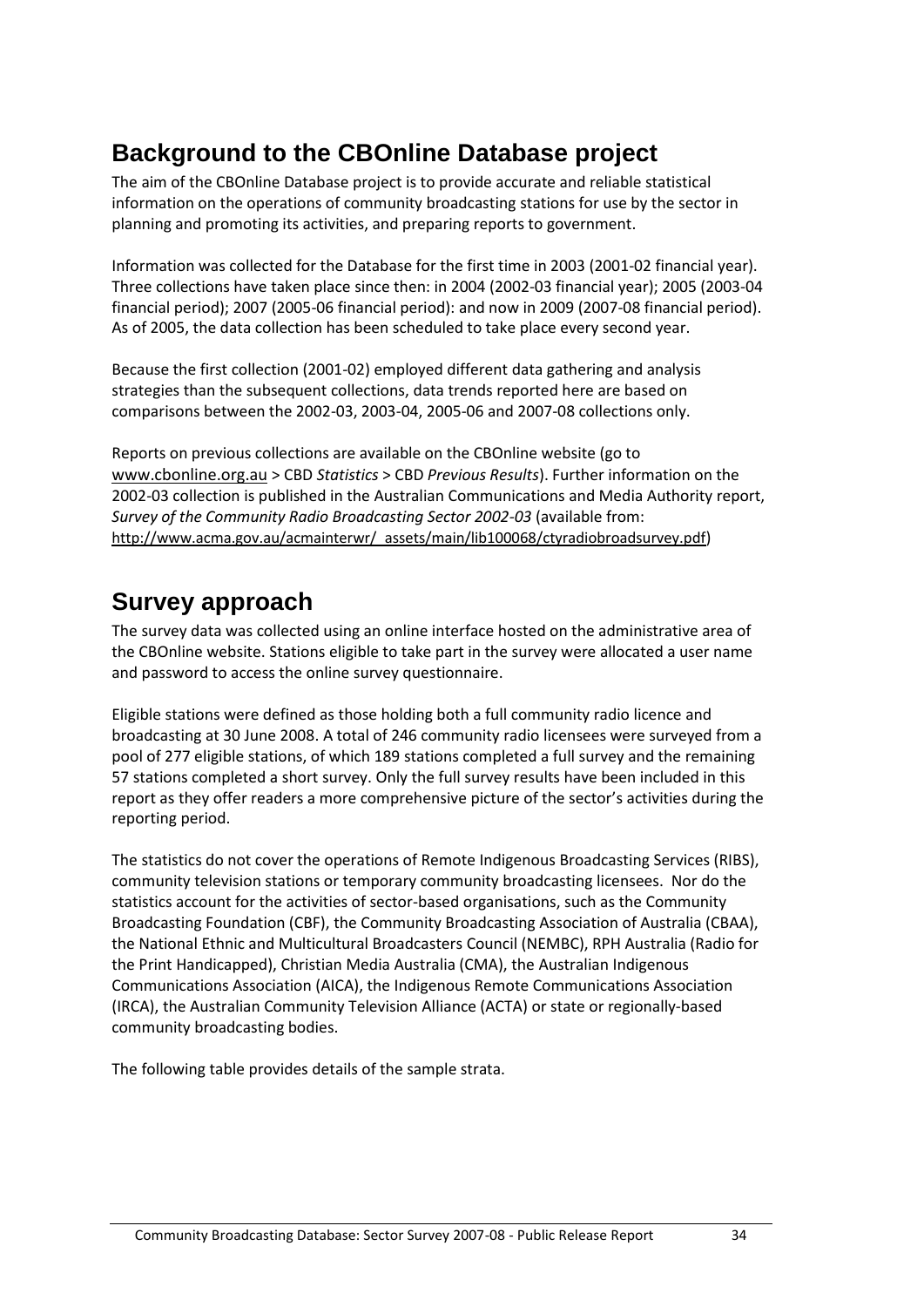## Background to the CBOnline Database project

The aim of the CBOnline Database project is to provide accurate and reliable statistical information on the operations of community broadcasting stations for use by the sector in planning and promoting its activities, and preparing reports to government.

Information was collected for the Database for the first time in 2003 (2001-02 financial year). Three collections have taken place since then: in 2004 (2002-03 financial year); 2005 (2003-04 financial period); 2007 (2005-06 financial period): and now in 2009 (2007-08 financial period). As of 2005, the data collection has been scheduled to take place every second year.

Because the first collection (2001-02) employed different data gathering and analysis strategies than the subsequent collections, data trends reported here are based on comparisons between the 2002-03, 2003-04, 2005-06 and 2007-08 collections only.

Reports on previous collections are available on the CBOnline website (go to www.cbonline.org.au > CBD *Statistics* > CBD *Previous Results*). Further information on the 2002-03 collection is published in the Australian Communications and Media Authority report, *Survey of the Community Radio Broadcasting Sector 2002-03* (available from: http://www.acma.gov.au/acmainterwr/_assets/main/lib100068/ctyradiobroadsurvey.pdf)

## Survey approach

The survey data was collected using an online interface hosted on the administrative area of the CBOnline website. Stations eligible to take part in the survey were allocated a user name and password to access the online survey questionnaire.

Eligible stations were defined as those holding both a full community radio licence and broadcasting at 30 June 2008. A total of 246 community radio licensees were surveyed from a pool of 277 eligible stations, of which 189 stations completed a full survey and the remaining 57 stations completed a short survey. Only the full survey results have been included in this report as they offer readers a more comprehensive picture of the sector's activities during the reporting period.

The statistics do not cover the operations of Remote Indigenous Broadcasting Services (RIBS), community television stations or temporary community broadcasting licensees. Nor do the statistics account for the activities of sector-based organisations, such as the Community Broadcasting Foundation (CBF), the Community Broadcasting Association of Australia (CBAA), the National Ethnic and Multicultural Broadcasters Council (NEMBC), RPH Australia (Radio for the Print Handicapped), Christian Media Australia (CMA), the Australian Indigenous Communications Association (AICA), the Indigenous Remote Communications Association (IRCA), the Australian Community Television Alliance (ACTA) or state or regionally-based community broadcasting bodies.

The following table provides details of the sample strata.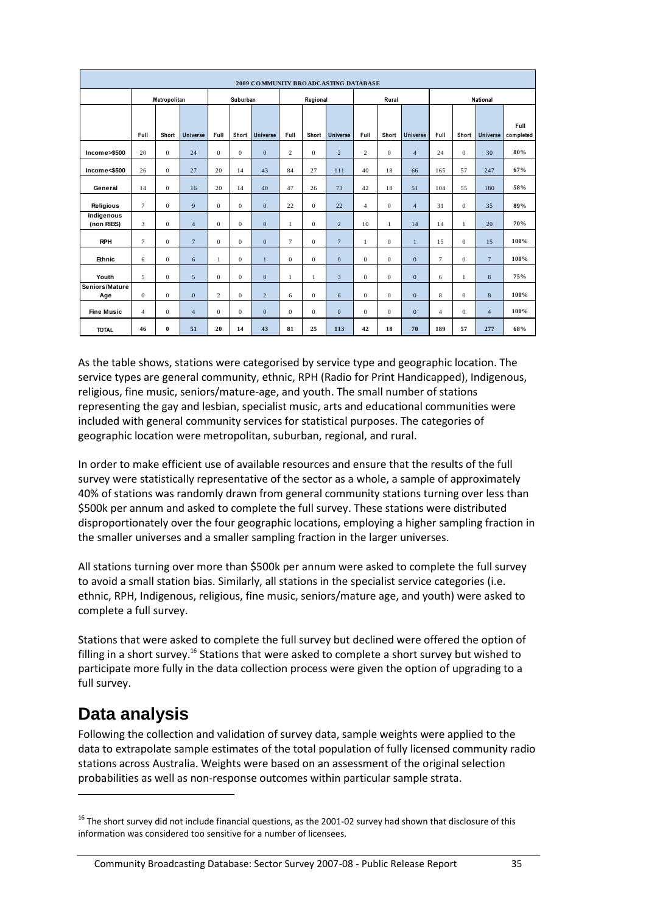| 2009 COMMUNITY BROADCASTING DATABASE | | | | | | | | | | | | | | | | |
|---|---|---|---|---|---|---|---|---|---|---|---|---|---|---|---|---|
| | Metropolitan | | | Suburban | | | Regional | | | Rural | | | National | | | |
| | Full | Short | Universe | Full | Short | Universe | Full | Short | Universe | Full | Short | Universe | Full | Short | Universe | Full completed |
| Income>$500 | 20 | 0 | 24 | 0 | 0 | 0 | 2 | 0 | 2 | 2 | 0 | 4 | 24 | 0 | 30 | 80% |
| Income<$500 | 26 | 0 | 27 | 20 | 14 | 43 | 84 | 27 | 111 | 40 | 18 | 66 | 165 | 57 | 247 | 67% |
| General | 14 | 0 | 16 | 20 | 14 | 40 | 47 | 26 | 73 | 42 | 18 | 51 | 104 | 55 | 180 | 58% |
| Religious | 7 | 0 | 9 | 0 | 0 | 0 | 22 | 0 | 22 | 4 | 0 | 4 | 31 | 0 | 35 | 89% |
| Indigenous (non RIBS) | 3 | 0 | 4 | 0 | 0 | 0 | 1 | 0 | 2 | 10 | 1 | 14 | 14 | 1 | 20 | 70% |
| RPH | 7 | 0 | 7 | 0 | 0 | 0 | 7 | 0 | 7 | 1 | 0 | 1 | 15 | 0 | 15 | 100% |
| Ethnic | 6 | 0 | 6 | 1 | 0 | 1 | 0 | 0 | 0 | 0 | 0 | 0 | 7 | 0 | 7 | 100% |
| Youth | 5 | 0 | 5 | 0 | 0 | 0 | 1 | 1 | 3 | 0 | 0 | 0 | 6 | 1 | 8 | 75% |
| Seniors/Mature Age | 0 | 0 | 0 | 2 | 0 | 2 | 6 | 0 | 6 | 0 | 0 | 0 | 8 | 0 | 8 | 100% |
| Fine Music | 4 | 0 | 4 | 0 | 0 | 0 | 0 | 0 | 0 | 0 | 0 | 0 | 4 | 0 | 4 | 100% |
| TOTAL | 46 | 0 | 51 | 20 | 14 | 43 | 81 | 25 | 113 | 42 | 18 | 70 | 189 | 57 | 277 | 68% |

As the table shows, stations were categorised by service type and geographic location. The service types are general community, ethnic, RPH (Radio for Print Handicapped), Indigenous, religious, fine music, seniors/mature-age, and youth. The small number of stations representing the gay and lesbian, specialist music, arts and educational communities were included with general community services for statistical purposes. The categories of geographic location were metropolitan, suburban, regional, and rural.

In order to make efficient use of available resources and ensure that the results of the full survey were statistically representative of the sector as a whole, a sample of approximately 40% of stations was randomly drawn from general community stations turning over less than $500k per annum and asked to complete the full survey. These stations were distributed disproportionately over the four geographic locations, employing a higher sampling fraction in the smaller universes and a smaller sampling fraction in the larger universes.

All stations turning over more than $500k per annum were asked to complete the full survey to avoid a small station bias. Similarly, all stations in the specialist service categories (i.e. ethnic, RPH, Indigenous, religious, fine music, seniors/mature age, and youth) were asked to complete a full survey.

Stations that were asked to complete the full survey but declined were offered the option of filling in a short survey.[16] Stations that were asked to complete a short survey but wished to participate more fully in the data collection process were given the option of upgrading to a full survey.

## Data analysis

Following the collection and validation of survey data, sample weights were applied to the data to extrapolate sample estimates of the total population of fully licensed community radio stations across Australia. Weights were based on an assessment of the original selection probabilities as well as non-response outcomes within particular sample strata.

[16] The short survey did not include financial questions, as the 2001-02 survey had shown that disclosure of this information was considered too sensitive for a number of licensees.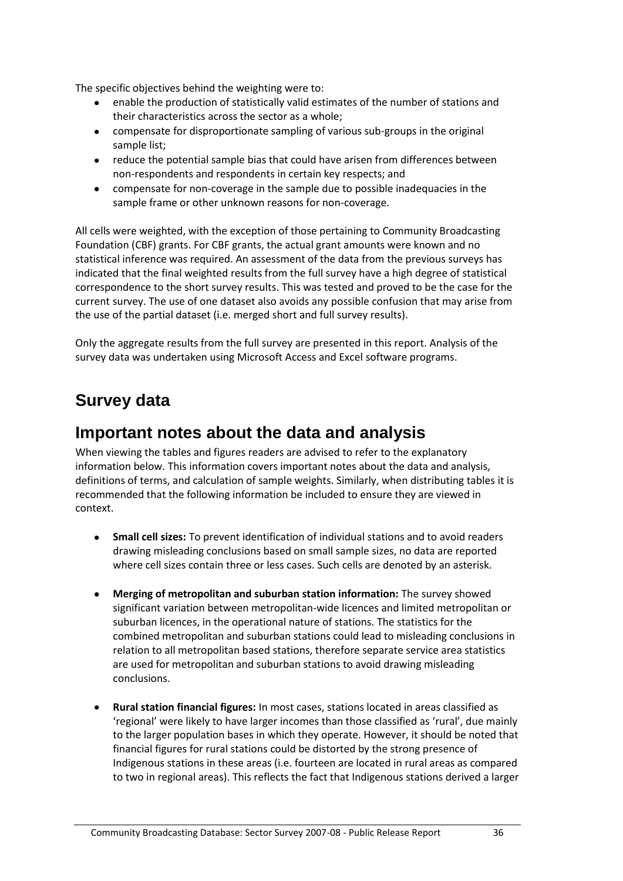The specific objectives behind the weighting were to:

- enable the production of statistically valid estimates of the number of stations and their characteristics across the sector as a whole;
- compensate for disproportionate sampling of various sub-groups in the original sample list;
- reduce the potential sample bias that could have arisen from differences between non-respondents and respondents in certain key respects; and
- compensate for non-coverage in the sample due to possible inadequacies in the sample frame or other unknown reasons for non-coverage.

All cells were weighted, with the exception of those pertaining to Community Broadcasting Foundation (CBF) grants. For CBF grants, the actual grant amounts were known and no statistical inference was required. An assessment of the data from the previous surveys has indicated that the final weighted results from the full survey have a high degree of statistical correspondence to the short survey results. This was tested and proved to be the case for the current survey. The use of one dataset also avoids any possible confusion that may arise from the use of the partial dataset (i.e. merged short and full survey results).

Only the aggregate results from the full survey are presented in this report. Analysis of the survey data was undertaken using Microsoft Access and Excel software programs.

# Survey data

## Important notes about the data and analysis

When viewing the tables and figures readers are advised to refer to the explanatory information below. This information covers important notes about the data and analysis, definitions of terms, and calculation of sample weights. Similarly, when distributing tables it is recommended that the following information be included to ensure they are viewed in context.

- **Small cell sizes:** To prevent identification of individual stations and to avoid readers drawing misleading conclusions based on small sample sizes, no data are reported where cell sizes contain three or less cases. Such cells are denoted by an asterisk.

- **Merging of metropolitan and suburban station information:** The survey showed significant variation between metropolitan-wide licences and limited metropolitan or suburban licences, in the operational nature of stations. The statistics for the combined metropolitan and suburban stations could lead to misleading conclusions in relation to all metropolitan based stations, therefore separate service area statistics are used for metropolitan and suburban stations to avoid drawing misleading conclusions.

- **Rural station financial figures:** In most cases, stations located in areas classified as 'regional' were likely to have larger incomes than those classified as 'rural', due mainly to the larger population bases in which they operate. However, it should be noted that financial figures for rural stations could be distorted by the strong presence of Indigenous stations in these areas (i.e. fourteen are located in rural areas as compared to two in regional areas). This reflects the fact that Indigenous stations derived a larger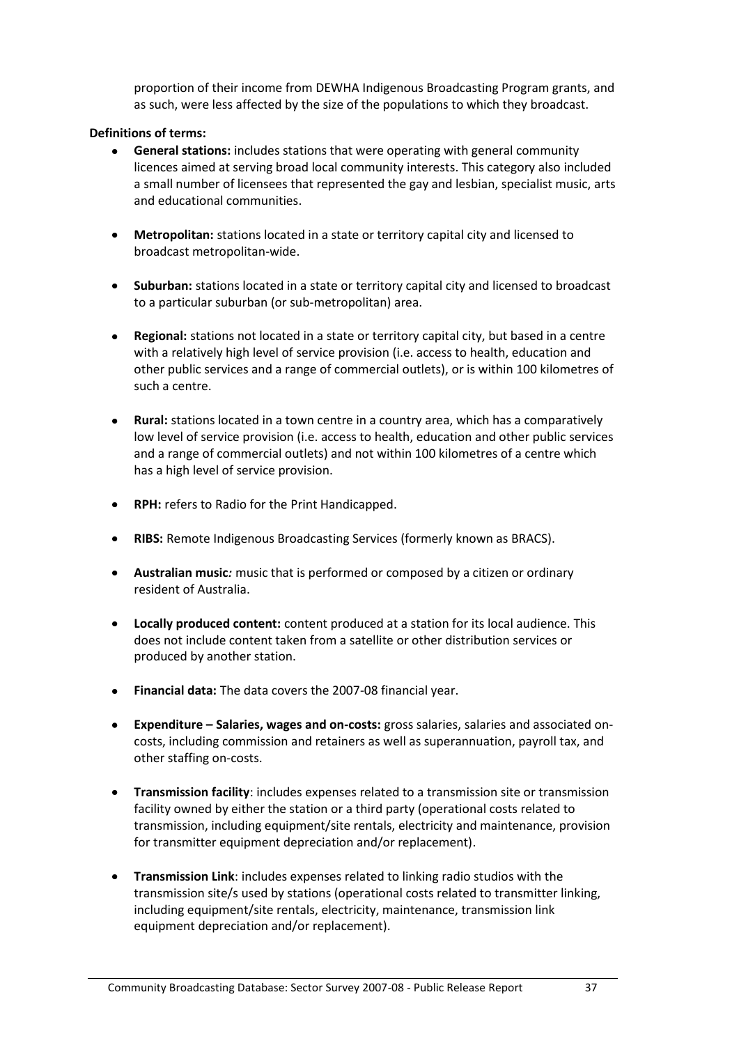proportion of their income from DEWHA Indigenous Broadcasting Program grants, and as such, were less affected by the size of the populations to which they broadcast.

**Definitions of terms:**

- **General stations:** includes stations that were operating with general community licences aimed at serving broad local community interests. This category also included a small number of licensees that represented the gay and lesbian, specialist music, arts and educational communities.
- **Metropolitan:** stations located in a state or territory capital city and licensed to broadcast metropolitan-wide.
- **Suburban:** stations located in a state or territory capital city and licensed to broadcast to a particular suburban (or sub-metropolitan) area.
- **Regional:** stations not located in a state or territory capital city, but based in a centre with a relatively high level of service provision (i.e. access to health, education and other public services and a range of commercial outlets), or is within 100 kilometres of such a centre.
- **Rural:** stations located in a town centre in a country area, which has a comparatively low level of service provision (i.e. access to health, education and other public services and a range of commercial outlets) and not within 100 kilometres of a centre which has a high level of service provision.
- **RPH:** refers to Radio for the Print Handicapped.
- **RIBS:** Remote Indigenous Broadcasting Services (formerly known as BRACS).
- **Australian music***:* music that is performed or composed by a citizen or ordinary resident of Australia.
- **Locally produced content:** content produced at a station for its local audience. This does not include content taken from a satellite or other distribution services or produced by another station.
- **Financial data:** The data covers the 2007-08 financial year.
- **Expenditure – Salaries, wages and on-costs:** gross salaries, salaries and associated on-costs, including commission and retainers as well as superannuation, payroll tax, and other staffing on-costs.
- **Transmission facility**: includes expenses related to a transmission site or transmission facility owned by either the station or a third party (operational costs related to transmission, including equipment/site rentals, electricity and maintenance, provision for transmitter equipment depreciation and/or replacement).
- **Transmission Link**: includes expenses related to linking radio studios with the transmission site/s used by stations (operational costs related to transmitter linking, including equipment/site rentals, electricity, maintenance, transmission link equipment depreciation and/or replacement).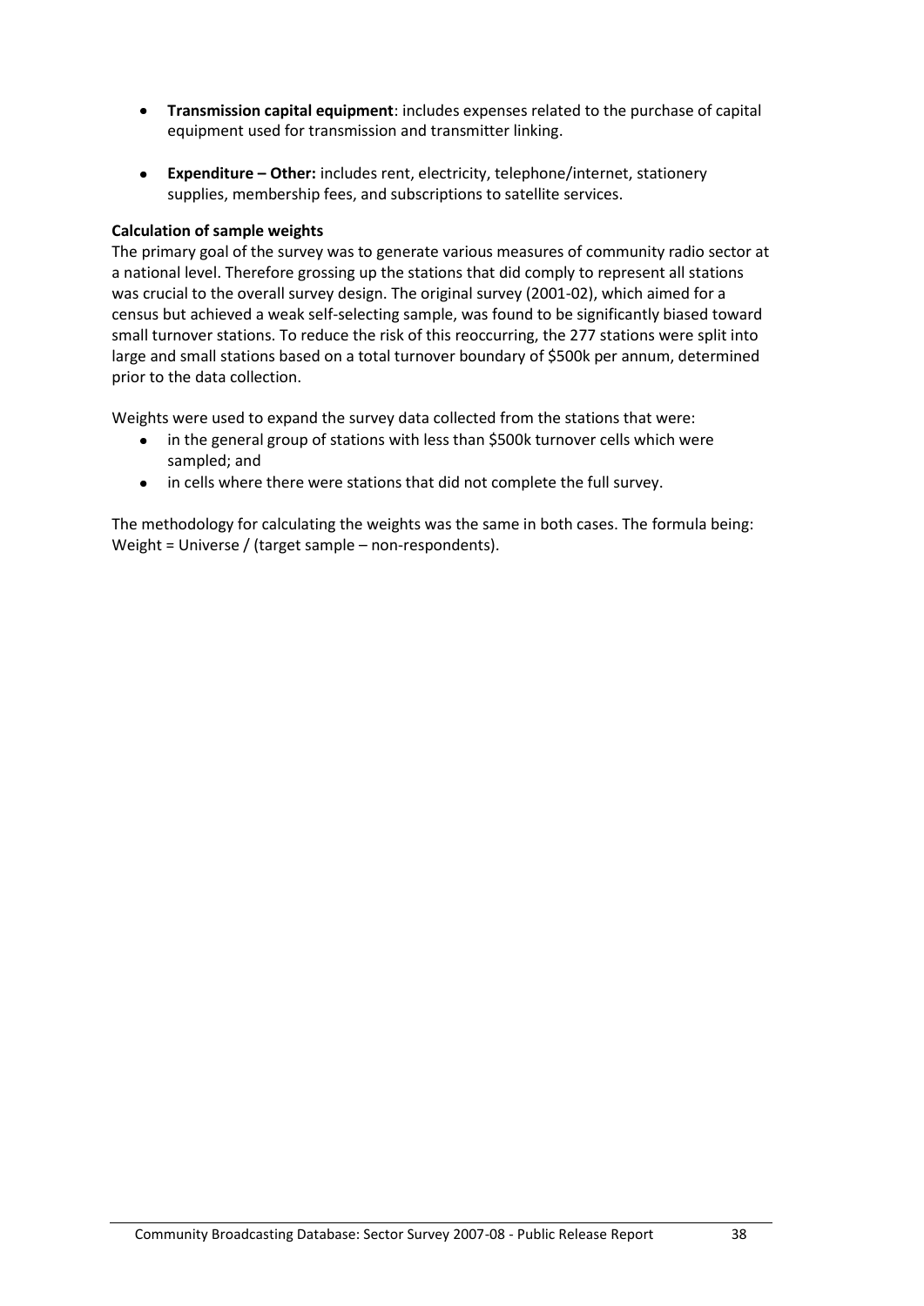- **Transmission capital equipment**: includes expenses related to the purchase of capital equipment used for transmission and transmitter linking.
- **Expenditure – Other:** includes rent, electricity, telephone/internet, stationery supplies, membership fees, and subscriptions to satellite services.

**Calculation of sample weights**

The primary goal of the survey was to generate various measures of community radio sector at a national level. Therefore grossing up the stations that did comply to represent all stations was crucial to the overall survey design. The original survey (2001-02), which aimed for a census but achieved a weak self-selecting sample, was found to be significantly biased toward small turnover stations. To reduce the risk of this reoccurring, the 277 stations were split into large and small stations based on a total turnover boundary of $500k per annum, determined prior to the data collection.

Weights were used to expand the survey data collected from the stations that were:

- in the general group of stations with less than $500k turnover cells which were sampled; and
- in cells where there were stations that did not complete the full survey.

The methodology for calculating the weights was the same in both cases. The formula being: Weight = Universe / (target sample – non-respondents).